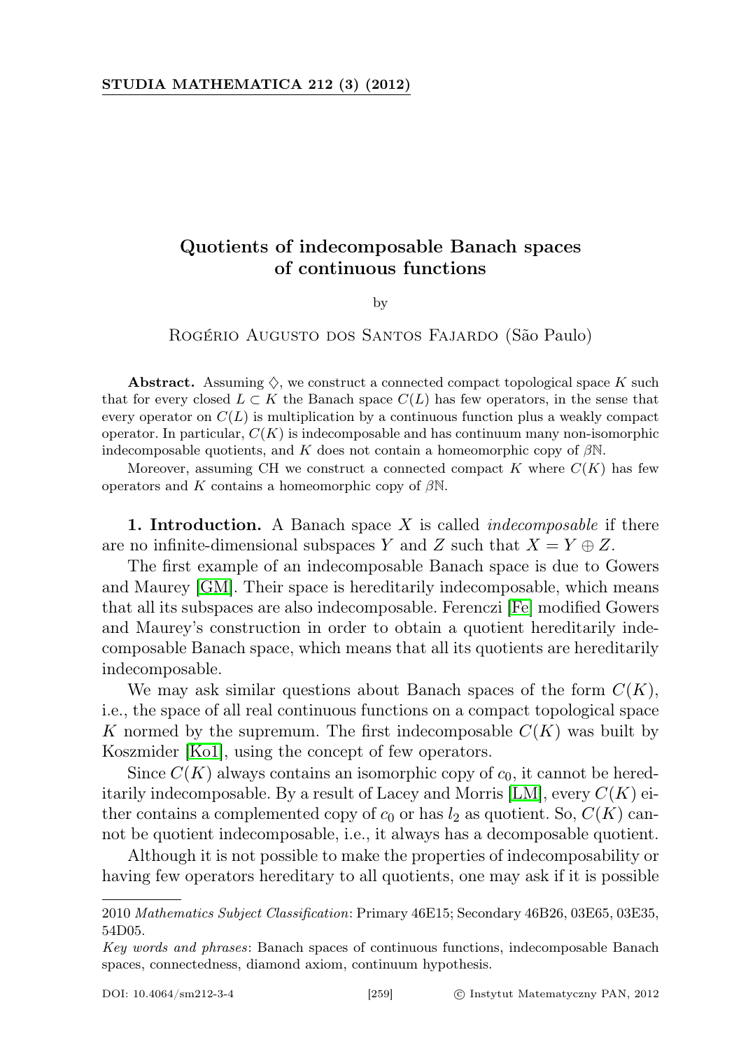# Quotients of indecomposable Banach spaces of continuous functions

by

Rogério Augusto dos Santos Fajardo (São Paulo)

**Abstract.** Assuming $\diamondsuit$, we construct a connected compact topological space $K$ such that for every closed $L \subset K$ the Banach space $C(L)$ has few operators, in the sense that every operator on $C(L)$ is multiplication by a continuous function plus a weakly compact operator. In particular, $C(K)$ is indecomposable and has continuum many non-isomorphic indecomposable quotients, and $K$ does not contain a homeomorphic copy of $\beta\mathbb{N}$.

Moreover, assuming CH we construct a connected compact $K$ where $C(K)$ has few operators and $K$ contains a homeomorphic copy of $\beta\mathbb{N}$.

**1. Introduction.** A Banach space $X$ is called *indecomposable* if there are no infinite-dimensional subspaces $Y$ and $Z$ such that $X = Y \oplus Z$.

The first example of an indecomposable Banach space is due to Gowers and Maurey [GM]. Their space is hereditarily indecomposable, which means that all its subspaces are also indecomposable. Ferenczi [Fe] modified Gowers and Maurey's construction in order to obtain a quotient hereditarily indecomposable Banach space, which means that all its quotients are hereditarily indecomposable.

We may ask similar questions about Banach spaces of the form $C(K)$, i.e., the space of all real continuous functions on a compact topological space $K$ normed by the supremum. The first indecomposable $C(K)$ was built by Koszmider [Ko1], using the concept of few operators.

Since $C(K)$ always contains an isomorphic copy of $c_0$, it cannot be hereditarily indecomposable. By a result of Lacey and Morris [LM], every $C(K)$ either contains a complemented copy of $c_0$ or has $l_2$ as quotient. So, $C(K)$ cannot be quotient indecomposable, i.e., it always has a decomposable quotient.

Although it is not possible to make the properties of indecomposability or having few operators hereditary to all quotients, one may ask if it is possible

---

2010 *Mathematics Subject Classification*: Primary 46E15; Secondary 46B26, 03E65, 03E35, 54D05.

*Key words and phrases*: Banach spaces of continuous functions, indecomposable Banach spaces, connectedness, diamond axiom, continuum hypothesis.

DOI: 10.4064/sm212-3-4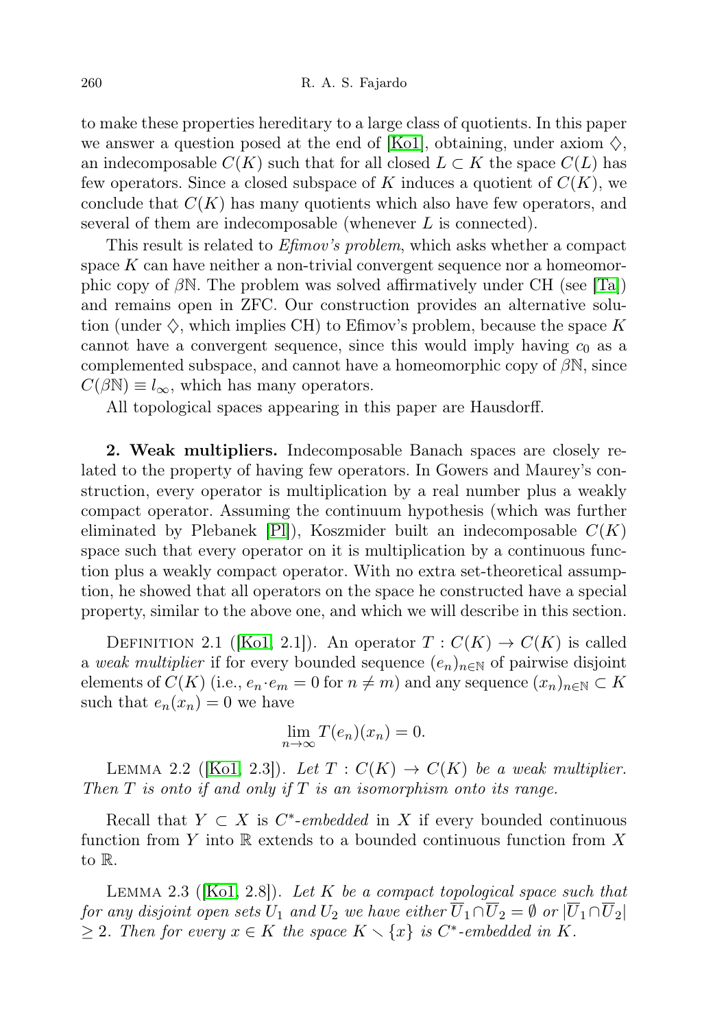to make these properties hereditary to a large class of quotients. In this paper we answer a question posed at the end of [Ko1], obtaining, under axiom $\diamondsuit$, an indecomposable $C(K)$ such that for all closed $L \subset K$ the space $C(L)$ has few operators. Since a closed subspace of $K$ induces a quotient of $C(K)$, we conclude that $C(K)$ has many quotients which also have few operators, and several of them are indecomposable (whenever $L$ is connected).

This result is related to *Efimov's problem*, which asks whether a compact space $K$ can have neither a non-trivial convergent sequence nor a homeomorphic copy of $\beta\mathbb{N}$. The problem was solved affirmatively under CH (see [Ta]) and remains open in ZFC. Our construction provides an alternative solution (under $\diamondsuit$, which implies CH) to Efimov's problem, because the space $K$ cannot have a convergent sequence, since this would imply having $c_0$ as a complemented subspace, and cannot have a homeomorphic copy of $\beta\mathbb{N}$, since $C(\beta\mathbb{N}) \equiv l_\infty$, which has many operators.

All topological spaces appearing in this paper are Hausdorff.

## 2. Weak multipliers.

Indecomposable Banach spaces are closely related to the property of having few operators. In Gowers and Maurey's construction, every operator is multiplication by a real number plus a weakly compact operator. Assuming the continuum hypothesis (which was further eliminated by Plebanek [Pl]), Koszmider built an indecomposable $C(K)$ space such that every operator on it is multiplication by a continuous function plus a weakly compact operator. With no extra set-theoretical assumption, he showed that all operators on the space he constructed have a special property, similar to the above one, and which we will describe in this section.

Definition 2.1 ([Ko1, 2.1]). An operator $T : C(K) \to C(K)$ is called a *weak multiplier* if for every bounded sequence $(e_n)_{n\in\mathbb{N}}$ of pairwise disjoint elements of $C(K)$ (i.e., $e_n \cdot e_m = 0$ for $n \neq m$) and any sequence $(x_n)_{n\in\mathbb{N}} \subset K$ such that $e_n(x_n) = 0$ we have

$$\lim_{n\to\infty} T(e_n)(x_n) = 0.$$

Lemma 2.2 ([Ko1, 2.3]). *Let $T : C(K) \to C(K)$ be a weak multiplier. Then $T$ is onto if and only if $T$ is an isomorphism onto its range.*

Recall that $Y \subset X$ is $C^*$-*embedded* in $X$ if every bounded continuous function from $Y$ into $\mathbb{R}$ extends to a bounded continuous function from $X$ to $\mathbb{R}$.

Lemma 2.3 ([Ko1, 2.8]). *Let $K$ be a compact topological space such that for any disjoint open sets $U_1$ and $U_2$ we have either $\overline{U}_1 \cap \overline{U}_2 = \emptyset$ or $|\overline{U}_1 \cap \overline{U}_2| \geq 2$. Then for every $x \in K$ the space $K \setminus \{x\}$ is $C^*$-embedded in $K$.*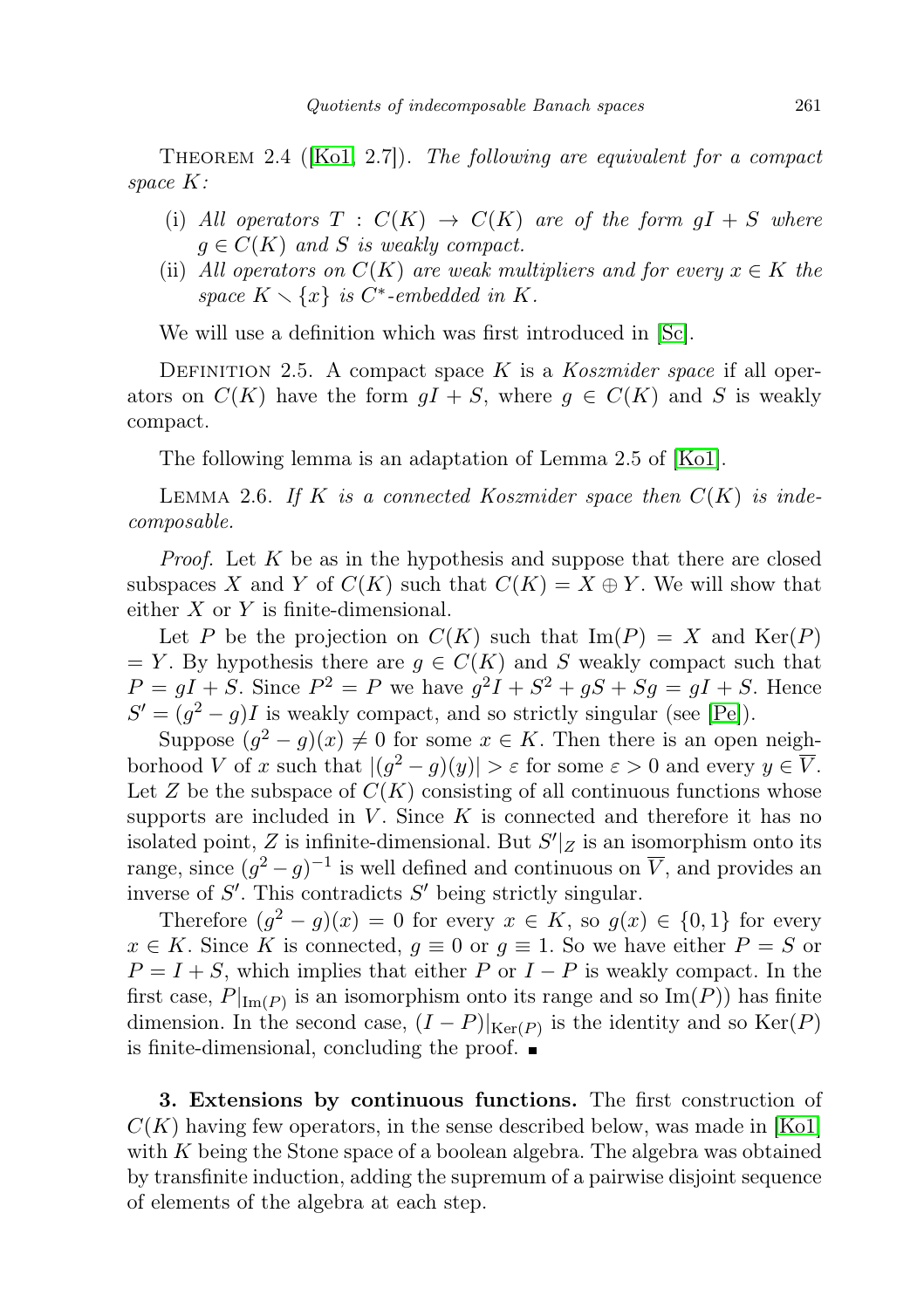Theorem 2.4 ([Ko1, 2.7]). *The following are equivalent for a compact space $K$:*

- (i) *All operators $T : C(K) \to C(K)$ are of the form $gI + S$ where $g \in C(K)$ and $S$ is weakly compact.*
- (ii) *All operators on $C(K)$ are weak multipliers and for every $x \in K$ the space $K \setminus \{x\}$ is $C^*$-embedded in $K$.*

We will use a definition which was first introduced in [Sc].

Definition 2.5. A compact space $K$ is a *Koszmider space* if all operators on $C(K)$ have the form $gI + S$, where $g \in C(K)$ and $S$ is weakly compact.

The following lemma is an adaptation of Lemma 2.5 of [Ko1].

Lemma 2.6. *If $K$ is a connected Koszmider space then $C(K)$ is indecomposable.*

*Proof.* Let $K$ be as in the hypothesis and suppose that there are closed subspaces $X$ and $Y$ of $C(K)$ such that $C(K) = X \oplus Y$. We will show that either $X$ or $Y$ is finite-dimensional.

Let $P$ be the projection on $C(K)$ such that $\mathrm{Im}(P) = X$ and $\mathrm{Ker}(P) = Y$. By hypothesis there are $g \in C(K)$ and $S$ weakly compact such that $P = gI + S$. Since $P^2 = P$ we have $g^2 I + S^2 + gS + Sg = gI + S$. Hence $S' = (g^2 - g)I$ is weakly compact, and so strictly singular (see [Pe]).

Suppose $(g^2 - g)(x) \neq 0$ for some $x \in K$. Then there is an open neighborhood $V$ of $x$ such that $|(g^2 - g)(y)| > \varepsilon$ for some $\varepsilon > 0$ and every $y \in \overline{V}$. Let $Z$ be the subspace of $C(K)$ consisting of all continuous functions whose supports are included in $V$. Since $K$ is connected and therefore it has no isolated point, $Z$ is infinite-dimensional. But $S'|_Z$ is an isomorphism onto its range, since $(g^2 - g)^{-1}$ is well defined and continuous on $\overline{V}$, and provides an inverse of $S'$. This contradicts $S'$ being strictly singular.

Therefore $(g^2 - g)(x) = 0$ for every $x \in K$, so $g(x) \in \{0, 1\}$ for every $x \in K$. Since $K$ is connected, $g \equiv 0$ or $g \equiv 1$. So we have either $P = S$ or $P = I + S$, which implies that either $P$ or $I - P$ is weakly compact. In the first case, $P|_{\mathrm{Im}(P)}$ is an isomorphism onto its range and so $\mathrm{Im}(P))$ has finite dimension. In the second case, $(I - P)|_{\mathrm{Ker}(P)}$ is the identity and so $\mathrm{Ker}(P)$ is finite-dimensional, concluding the proof. ∎

**3. Extensions by continuous functions.** The first construction of $C(K)$ having few operators, in the sense described below, was made in [Ko1] with $K$ being the Stone space of a boolean algebra. The algebra was obtained by transfinite induction, adding the supremum of a pairwise disjoint sequence of elements of the algebra at each step.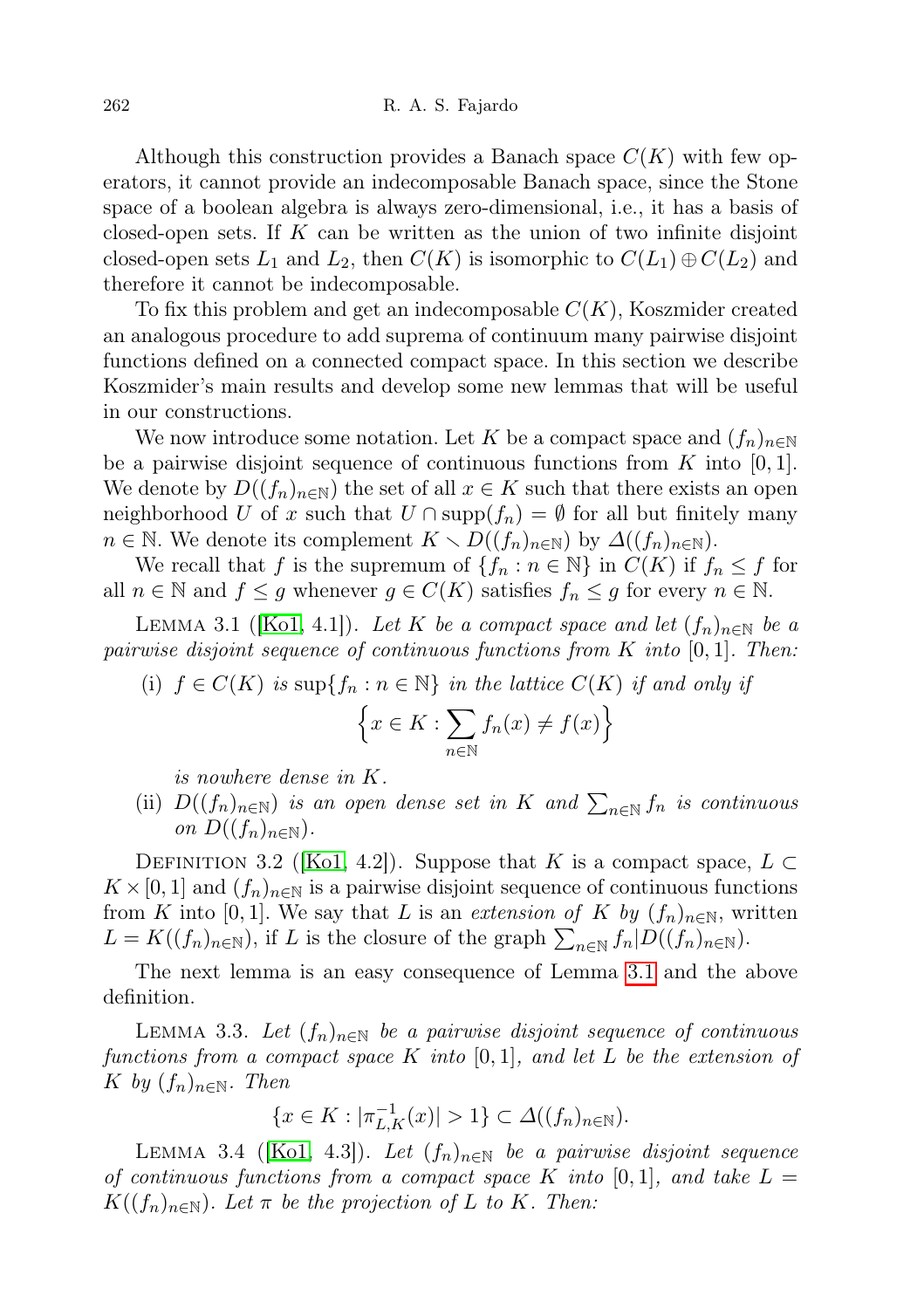Although this construction provides a Banach space $C(K)$ with few operators, it cannot provide an indecomposable Banach space, since the Stone space of a boolean algebra is always zero-dimensional, i.e., it has a basis of closed-open sets. If $K$ can be written as the union of two infinite disjoint closed-open sets $L_1$ and $L_2$, then $C(K)$ is isomorphic to $C(L_1) \oplus C(L_2)$ and therefore it cannot be indecomposable.

To fix this problem and get an indecomposable $C(K)$, Koszmider created an analogous procedure to add suprema of continuum many pairwise disjoint functions defined on a connected compact space. In this section we describe Koszmider's main results and develop some new lemmas that will be useful in our constructions.

We now introduce some notation. Let $K$ be a compact space and $(f_n)_{n\in\mathbb{N}}$ be a pairwise disjoint sequence of continuous functions from $K$ into $[0,1]$. We denote by $D((f_n)_{n\in\mathbb{N}})$ the set of all $x \in K$ such that there exists an open neighborhood $U$ of $x$ such that $U \cap \operatorname{supp}(f_n) = \emptyset$ for all but finitely many $n \in \mathbb{N}$. We denote its complement $K \setminus D((f_n)_{n\in\mathbb{N}})$ by $\Delta((f_n)_{n\in\mathbb{N}})$.

We recall that $f$ is the supremum of $\{f_n : n \in \mathbb{N}\}$ in $C(K)$ if $f_n \leq f$ for all $n \in \mathbb{N}$ and $f \leq g$ whenever $g \in C(K)$ satisfies $f_n \leq g$ for every $n \in \mathbb{N}$.

Lemma 3.1 ([Ko1, 4.1]). *Let $K$ be a compact space and let $(f_n)_{n\in\mathbb{N}}$ be a pairwise disjoint sequence of continuous functions from $K$ into $[0,1]$. Then:*

(i) *$f \in C(K)$ is $\sup\{f_n : n \in \mathbb{N}\}$ in the lattice $C(K)$ if and only if*
$$\Big\{x \in K : \sum_{n\in\mathbb{N}} f_n(x) \neq f(x)\Big\}$$
*is nowhere dense in $K$.*

(ii) *$D((f_n)_{n\in\mathbb{N}})$ is an open dense set in $K$ and $\sum_{n\in\mathbb{N}} f_n$ is continuous on $D((f_n)_{n\in\mathbb{N}})$.*

Definition 3.2 ([Ko1, 4.2]). Suppose that $K$ is a compact space, $L \subset K \times [0,1]$ and $(f_n)_{n\in\mathbb{N}}$ is a pairwise disjoint sequence of continuous functions from $K$ into $[0,1]$. We say that $L$ is an *extension of $K$ by $(f_n)_{n\in\mathbb{N}}$*, written $L = K((f_n)_{n\in\mathbb{N}})$, if $L$ is the closure of the graph $\sum_{n\in\mathbb{N}} f_n | D((f_n)_{n\in\mathbb{N}})$.

The next lemma is an easy consequence of Lemma 3.1 and the above definition.

Lemma 3.3. *Let $(f_n)_{n\in\mathbb{N}}$ be a pairwise disjoint sequence of continuous functions from a compact space $K$ into $[0,1]$, and let $L$ be the extension of $K$ by $(f_n)_{n\in\mathbb{N}}$. Then*
$$\{x \in K : |\pi_{L,K}^{-1}(x)| > 1\} \subset \Delta((f_n)_{n\in\mathbb{N}}).$$

Lemma 3.4 ([Ko1, 4.3]). *Let $(f_n)_{n\in\mathbb{N}}$ be a pairwise disjoint sequence of continuous functions from a compact space $K$ into $[0,1]$, and take $L = K((f_n)_{n\in\mathbb{N}})$. Let $\pi$ be the projection of $L$ to $K$. Then:*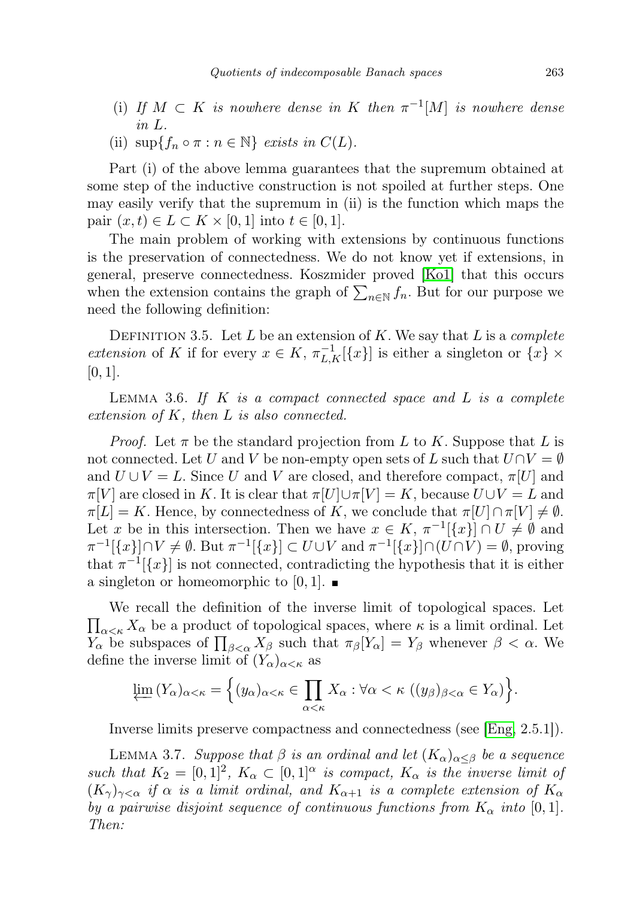(i) *If $M \subset K$ is nowhere dense in $K$ then $\pi^{-1}[M]$ is nowhere dense in $L$.*

(ii) $\sup\{f_n \circ \pi : n \in \mathbb{N}\}$ *exists in $C(L)$.*

Part (i) of the above lemma guarantees that the supremum obtained at some step of the inductive construction is not spoiled at further steps. One may easily verify that the supremum in (ii) is the function which maps the pair $(x,t) \in L \subset K \times [0,1]$ into $t \in [0,1]$.

The main problem of working with extensions by continuous functions is the preservation of connectedness. We do not know yet if extensions, in general, preserve connectedness. Koszmider proved [Ko1] that this occurs when the extension contains the graph of $\sum_{n\in\mathbb{N}} f_n$. But for our purpose we need the following definition:

Definition 3.5. Let $L$ be an extension of $K$. We say that $L$ is a *complete extension* of $K$ if for every $x \in K$, $\pi_{L,K}^{-1}[\{x\}]$ is either a singleton or $\{x\} \times [0,1]$.

Lemma 3.6. *If $K$ is a compact connected space and $L$ is a complete extension of $K$, then $L$ is also connected.*

*Proof.* Let $\pi$ be the standard projection from $L$ to $K$. Suppose that $L$ is not connected. Let $U$ and $V$ be non-empty open sets of $L$ such that $U \cap V = \emptyset$ and $U \cup V = L$. Since $U$ and $V$ are closed, and therefore compact, $\pi[U]$ and $\pi[V]$ are closed in $K$. It is clear that $\pi[U] \cup \pi[V] = K$, because $U \cup V = L$ and $\pi[L] = K$. Hence, by connectedness of $K$, we conclude that $\pi[U] \cap \pi[V] \neq \emptyset$. Let $x$ be in this intersection. Then we have $x \in K$, $\pi^{-1}[\{x\}] \cap U \neq \emptyset$ and $\pi^{-1}[\{x\}] \cap V \neq \emptyset$. But $\pi^{-1}[\{x\}] \subset U \cup V$ and $\pi^{-1}[\{x\}] \cap (U \cap V) = \emptyset$, proving that $\pi^{-1}[\{x\}]$ is not connected, contradicting the hypothesis that it is either a singleton or homeomorphic to $[0,1]$. ∎

We recall the definition of the inverse limit of topological spaces. Let $\prod_{\alpha<\kappa} X_\alpha$ be a product of topological spaces, where $\kappa$ is a limit ordinal. Let $Y_\alpha$ be subspaces of $\prod_{\beta<\alpha} X_\beta$ such that $\pi_\beta[Y_\alpha] = Y_\beta$ whenever $\beta < \alpha$. We define the inverse limit of $(Y_\alpha)_{\alpha<\kappa}$ as

$$\varprojlim (Y_\alpha)_{\alpha<\kappa} = \Big\{ (y_\alpha)_{\alpha<\kappa} \in \prod_{\alpha<\kappa} X_\alpha : \forall \alpha < \kappa \; ((y_\beta)_{\beta<\alpha} \in Y_\alpha) \Big\}.$$

Inverse limits preserve compactness and connectedness (see [Eng, 2.5.1]).

Lemma 3.7. *Suppose that $\beta$ is an ordinal and let $(K_\alpha)_{\alpha\leq\beta}$ be a sequence such that $K_2 = [0,1]^2$, $K_\alpha \subset [0,1]^\alpha$ is compact, $K_\alpha$ is the inverse limit of $(K_\gamma)_{\gamma<\alpha}$ if $\alpha$ is a limit ordinal, and $K_{\alpha+1}$ is a complete extension of $K_\alpha$ by a pairwise disjoint sequence of continuous functions from $K_\alpha$ into $[0,1]$. Then:*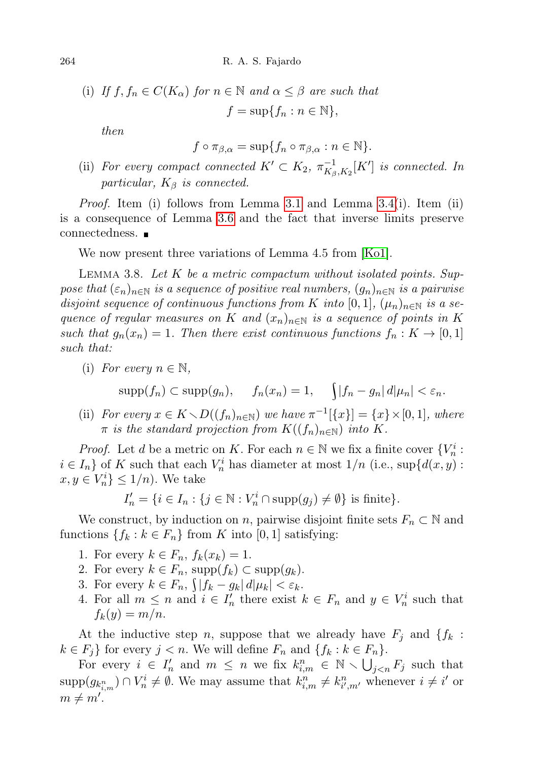(i) *If $f, f_n \in C(K_\alpha)$ for $n \in \mathbb{N}$ and $\alpha \le \beta$ are such that*

$$f = \sup\{f_n : n \in \mathbb{N}\},$$

*then*

$$f \circ \pi_{\beta,\alpha} = \sup\{f_n \circ \pi_{\beta,\alpha} : n \in \mathbb{N}\}.$$

(ii) *For every compact connected $K' \subset K_2$, $\pi^{-1}_{K_\beta,K_2}[K']$ is connected. In particular, $K_\beta$ is connected.*

*Proof.* Item (i) follows from Lemma 3.1 and Lemma 3.4(i). Item (ii) is a consequence of Lemma 3.6 and the fact that inverse limits preserve connectedness. ∎

We now present three variations of Lemma 4.5 from [Ko1].

Lemma 3.8. *Let $K$ be a metric compactum without isolated points. Suppose that $(\varepsilon_n)_{n\in\mathbb{N}}$ is a sequence of positive real numbers, $(g_n)_{n\in\mathbb{N}}$ is a pairwise disjoint sequence of continuous functions from $K$ into $[0,1]$, $(\mu_n)_{n\in\mathbb{N}}$ is a sequence of regular measures on $K$ and $(x_n)_{n\in\mathbb{N}}$ is a sequence of points in $K$ such that $g_n(x_n) = 1$. Then there exist continuous functions $f_n : K \to [0,1]$ such that:*

(i) *For every $n \in \mathbb{N}$,*

$$\operatorname{supp}(f_n) \subset \operatorname{supp}(g_n), \quad f_n(x_n) = 1, \quad \int |f_n - g_n|\, d|\mu_n| < \varepsilon_n.$$

(ii) *For every $x \in K \setminus D((f_n)_{n\in\mathbb{N}})$ we have $\pi^{-1}[\{x\}] = \{x\} \times [0,1]$, where $\pi$ is the standard projection from $K((f_n)_{n\in\mathbb{N}})$ into $K$.*

*Proof.* Let $d$ be a metric on $K$. For each $n \in \mathbb{N}$ we fix a finite cover $\{V_n^i : i \in I_n\}$ of $K$ such that each $V_n^i$ has diameter at most $1/n$ (i.e., $\sup\{d(x,y) : x, y \in V_n^i\} \le 1/n$). We take

$$I'_n = \{i \in I_n : \{j \in \mathbb{N} : V_n^i \cap \operatorname{supp}(g_j) \neq \emptyset\} \text{ is finite}\}.$$

We construct, by induction on $n$, pairwise disjoint finite sets $F_n \subset \mathbb{N}$ and functions $\{f_k : k \in F_n\}$ from $K$ into $[0,1]$ satisfying:

1. For every $k \in F_n$, $f_k(x_k) = 1$.
2. For every $k \in F_n$, $\operatorname{supp}(f_k) \subset \operatorname{supp}(g_k)$.
3. For every $k \in F_n$, $\int |f_k - g_k|\, d|\mu_k| < \varepsilon_k$.
4. For all $m \le n$ and $i \in I'_n$ there exist $k \in F_n$ and $y \in V_n^i$ such that $f_k(y) = m/n$.

At the inductive step $n$, suppose that we already have $F_j$ and $\{f_k : k \in F_j\}$ for every $j < n$. We will define $F_n$ and $\{f_k : k \in F_n\}$.

For every $i \in I'_n$ and $m \le n$ we fix $k^n_{i,m} \in \mathbb{N} \setminus \bigcup_{j<n} F_j$ such that $\operatorname{supp}(g_{k^n_{i,m}}) \cap V_n^i \neq \emptyset$. We may assume that $k^n_{i,m} \neq k^n_{i',m'}$ whenever $i \neq i'$ or $m \neq m'$.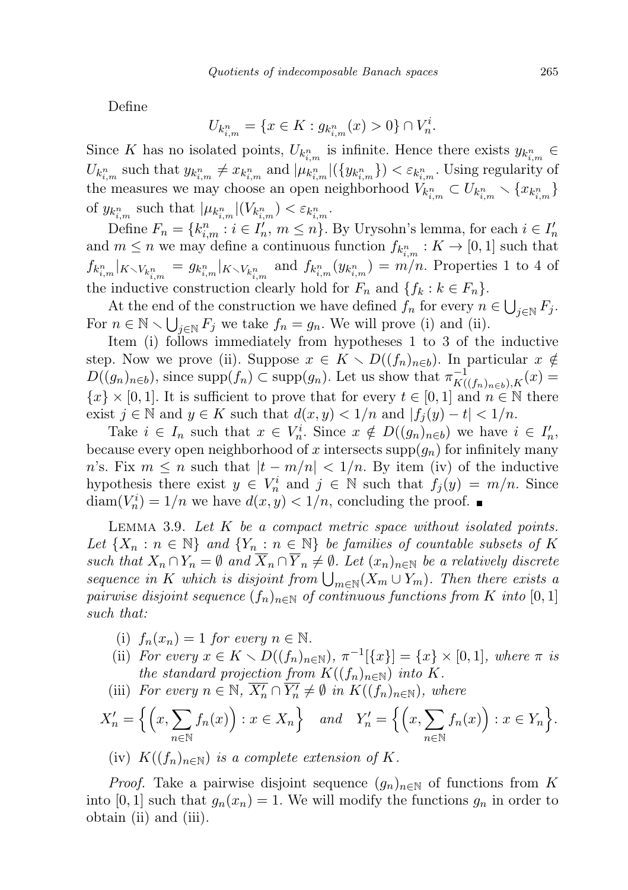Define

$$U_{k^n_{i,m}} = \{x \in K : g_{k^n_{i,m}}(x) > 0\} \cap V^i_n.$$

Since $K$ has no isolated points, $U_{k^n_{i,m}}$ is infinite. Hence there exists $y_{k^n_{i,m}} \in U_{k^n_{i,m}}$ such that $y_{k^n_{i,m}} \neq x_{k^n_{i,m}}$ and $|\mu_{k^n_{i,m}}|(\{y_{k^n_{i,m}}\}) < \varepsilon_{k^n_{i,m}}$. Using regularity of the measures we may choose an open neighborhood $V_{k^n_{i,m}} \subset U_{k^n_{i,m}} \setminus \{x_{k^n_{i,m}}\}$ of $y_{k^n_{i,m}}$ such that $|\mu_{k^n_{i,m}}|(V_{k^n_{i,m}}) < \varepsilon_{k^n_{i,m}}$.

Define $F_n = \{k^n_{i,m} : i \in I'_n,\ m \leq n\}$. By Urysohn's lemma, for each $i \in I'_n$ and $m \leq n$ we may define a continuous function $f_{k^n_{i,m}} : K \to [0,1]$ such that $f_{k^n_{i,m}}|_{K \setminus V_{k^n_{i,m}}} = g_{k^n_{i,m}}|_{K \setminus V_{k^n_{i,m}}}$ and $f_{k^n_{i,m}}(y_{k^n_{i,m}}) = m/n$. Properties 1 to 4 of the inductive construction clearly hold for $F_n$ and $\{f_k : k \in F_n\}$.

At the end of the construction we have defined $f_n$ for every $n \in \bigcup_{j\in\mathbb{N}} F_j$. For $n \in \mathbb{N} \setminus \bigcup_{j\in\mathbb{N}} F_j$ we take $f_n = g_n$. We will prove (i) and (ii).

Item (i) follows immediately from hypotheses 1 to 3 of the inductive step. Now we prove (ii). Suppose $x \in K \setminus D((f_n)_{n\in b})$. In particular $x \notin D((g_n)_{n\in b})$, since $\operatorname{supp}(f_n) \subset \operatorname{supp}(g_n)$. Let us show that $\pi^{-1}_{K((f_n)_{n\in b}),K}(x) = \{x\} \times [0,1]$. It is sufficient to prove that for every $t \in [0,1]$ and $n \in \mathbb{N}$ there exist $j \in \mathbb{N}$ and $y \in K$ such that $d(x,y) < 1/n$ and $|f_j(y) - t| < 1/n$.

Take $i \in I_n$ such that $x \in V^i_n$. Since $x \notin D((g_n)_{n\in b})$ we have $i \in I'_n$, because every open neighborhood of $x$ intersects $\operatorname{supp}(g_n)$ for infinitely many $n$'s. Fix $m \leq n$ such that $|t - m/n| < 1/n$. By item (iv) of the inductive hypothesis there exist $y \in V^i_n$ and $j \in \mathbb{N}$ such that $f_j(y) = m/n$. Since $\operatorname{diam}(V^i_n) = 1/n$ we have $d(x,y) < 1/n$, concluding the proof. ∎

Lemma 3.9. *Let $K$ be a compact metric space without isolated points. Let $\{X_n : n \in \mathbb{N}\}$ and $\{Y_n : n \in \mathbb{N}\}$ be families of countable subsets of $K$ such that $X_n \cap Y_n = \emptyset$ and $\overline{X}_n \cap \overline{Y}_n \neq \emptyset$. Let $(x_n)_{n\in\mathbb{N}}$ be a relatively discrete sequence in $K$ which is disjoint from $\bigcup_{m\in\mathbb{N}}(X_m \cup Y_m)$. Then there exists a pairwise disjoint sequence $(f_n)_{n\in\mathbb{N}}$ of continuous functions from $K$ into $[0,1]$ such that:*

- (i) *$f_n(x_n) = 1$ for every $n \in \mathbb{N}$.*
- (ii) *For every $x \in K \setminus D((f_n)_{n\in\mathbb{N}})$, $\pi^{-1}[\{x\}] = \{x\} \times [0,1]$, where $\pi$ is the standard projection from $K((f_n)_{n\in\mathbb{N}})$ into $K$.*
- (iii) *For every $n \in \mathbb{N}$, $\overline{X'_n} \cap \overline{Y'_n} \neq \emptyset$ in $K((f_n)_{n\in\mathbb{N}})$, where*

$$X'_n = \Big\{ \Big(x, \sum_{n\in\mathbb{N}} f_n(x)\Big) : x \in X_n \Big\} \quad \textit{and} \quad Y'_n = \Big\{ \Big(x, \sum_{n\in\mathbb{N}} f_n(x)\Big) : x \in Y_n \Big\}.$$

- (iv) *$K((f_n)_{n\in\mathbb{N}})$ is a complete extension of $K$.*

*Proof.* Take a pairwise disjoint sequence $(g_n)_{n\in\mathbb{N}}$ of functions from $K$ into $[0,1]$ such that $g_n(x_n) = 1$. We will modify the functions $g_n$ in order to obtain (ii) and (iii).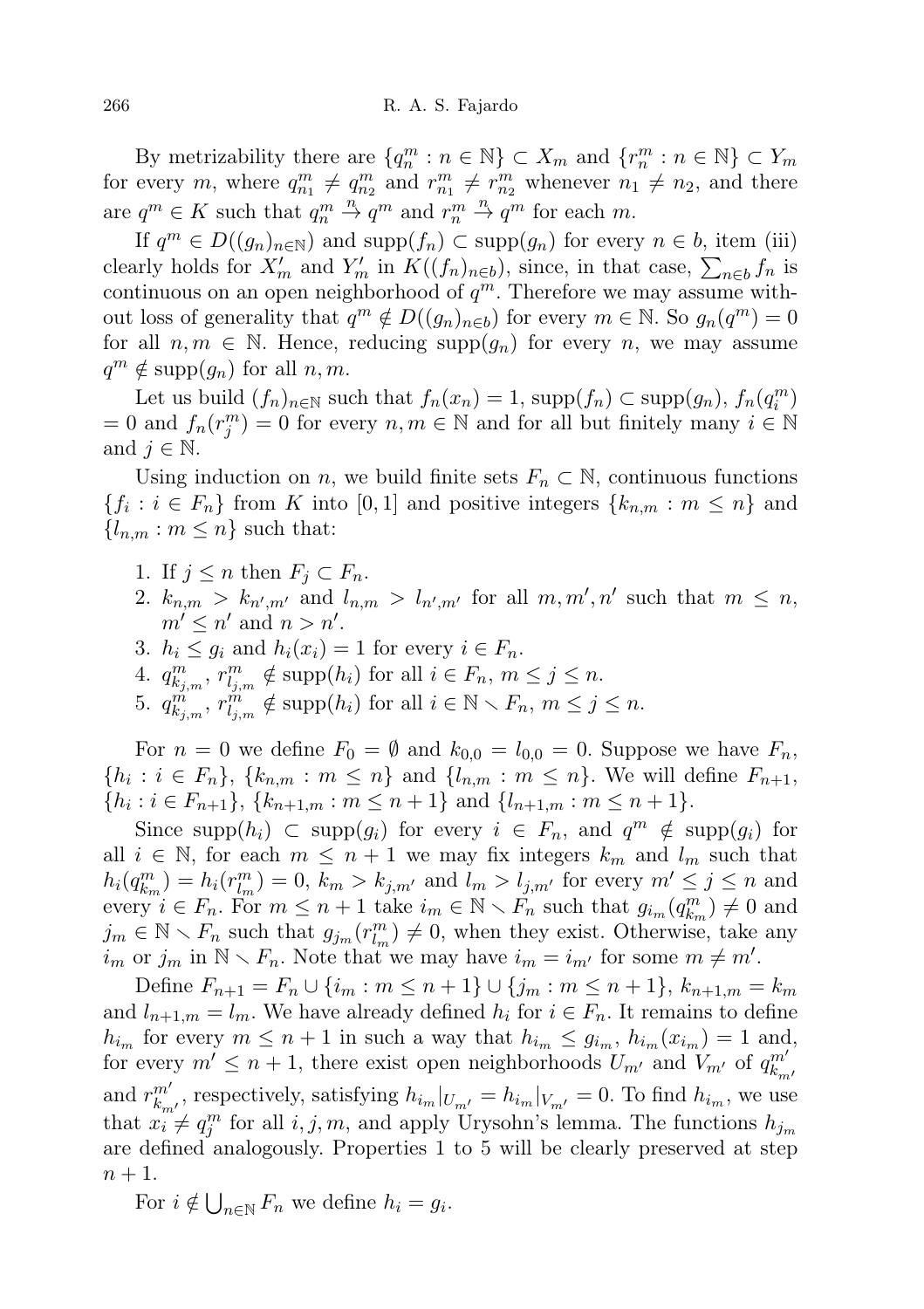By metrizability there are $\{q^m_n : n \in \mathbb{N}\} \subset X_m$ and $\{r^m_n : n \in \mathbb{N}\} \subset Y_m$ for every $m$, where $q^m_{n_1} \neq q^m_{n_2}$ and $r^m_{n_1} \neq r^m_{n_2}$ whenever $n_1 \neq n_2$, and there are $q^m \in K$ such that $q^m_n \overset{n}{\to} q^m$ and $r^m_n \overset{n}{\to} q^m$ for each $m$.

If $q^m \in D((g_n)_{n\in\mathbb{N}})$ and $\operatorname{supp}(f_n) \subset \operatorname{supp}(g_n)$ for every $n \in b$, item (iii) clearly holds for $X'_m$ and $Y'_m$ in $K((f_n)_{n\in b})$, since, in that case, $\sum_{n\in b} f_n$ is continuous on an open neighborhood of $q^m$. Therefore we may assume without loss of generality that $q^m \notin D((g_n)_{n\in b})$ for every $m \in \mathbb{N}$. So $g_n(q^m) = 0$ for all $n, m \in \mathbb{N}$. Hence, reducing $\operatorname{supp}(g_n)$ for every $n$, we may assume $q^m \notin \operatorname{supp}(g_n)$ for all $n, m$.

Let us build $(f_n)_{n\in\mathbb{N}}$ such that $f_n(x_n) = 1$, $\operatorname{supp}(f_n) \subset \operatorname{supp}(g_n)$, $f_n(q^m_i) = 0$ and $f_n(r^m_j) = 0$ for every $n, m \in \mathbb{N}$ and for all but finitely many $i \in \mathbb{N}$ and $j \in \mathbb{N}$.

Using induction on $n$, we build finite sets $F_n \subset \mathbb{N}$, continuous functions $\{f_i : i \in F_n\}$ from $K$ into $[0,1]$ and positive integers $\{k_{n,m} : m \leq n\}$ and $\{l_{n,m} : m \leq n\}$ such that:

1. If $j \leq n$ then $F_j \subset F_n$.
2. $k_{n,m} > k_{n',m'}$ and $l_{n,m} > l_{n',m'}$ for all $m, m', n'$ such that $m \leq n$, $m' \leq n'$ and $n > n'$.
3. $h_i \leq g_i$ and $h_i(x_i) = 1$ for every $i \in F_n$.
4. $q^m_{k_{j,m}}, r^m_{l_{j,m}} \notin \operatorname{supp}(h_i)$ for all $i \in F_n$, $m \leq j \leq n$.
5. $q^m_{k_{j,m}}, r^m_{l_{j,m}} \notin \operatorname{supp}(h_i)$ for all $i \in \mathbb{N} \setminus F_n$, $m \leq j \leq n$.

For $n = 0$ we define $F_0 = \emptyset$ and $k_{0,0} = l_{0,0} = 0$. Suppose we have $F_n$, $\{h_i : i \in F_n\}$, $\{k_{n,m} : m \leq n\}$ and $\{l_{n,m} : m \leq n\}$. We will define $F_{n+1}$, $\{h_i : i \in F_{n+1}\}$, $\{k_{n+1,m} : m \leq n+1\}$ and $\{l_{n+1,m} : m \leq n+1\}$.

Since $\operatorname{supp}(h_i) \subset \operatorname{supp}(g_i)$ for every $i \in F_n$, and $q^m \notin \operatorname{supp}(g_i)$ for all $i \in \mathbb{N}$, for each $m \leq n+1$ we may fix integers $k_m$ and $l_m$ such that $h_i(q^m_{k_m}) = h_i(r^m_{l_m}) = 0$, $k_m > k_{j,m'}$ and $l_m > l_{j,m'}$ for every $m' \leq j \leq n$ and every $i \in F_n$. For $m \leq n+1$ take $i_m \in \mathbb{N} \setminus F_n$ such that $g_{i_m}(q^m_{k_m}) \neq 0$ and $j_m \in \mathbb{N} \setminus F_n$ such that $g_{j_m}(r^m_{l_m}) \neq 0$, when they exist. Otherwise, take any $i_m$ or $j_m$ in $\mathbb{N} \setminus F_n$. Note that we may have $i_m = i_{m'}$ for some $m \neq m'$.

Define $F_{n+1} = F_n \cup \{i_m : m \leq n+1\} \cup \{j_m : m \leq n+1\}$, $k_{n+1,m} = k_m$ and $l_{n+1,m} = l_m$. We have already defined $h_i$ for $i \in F_n$. It remains to define $h_{i_m}$ for every $m \leq n+1$ in such a way that $h_{i_m} \leq g_{i_m}$, $h_{i_m}(x_{i_m}) = 1$ and, for every $m' \leq n+1$, there exist open neighborhoods $U_{m'}$ and $V_{m'}$ of $q^{m'}_{k_{m'}}$ and $r^{m'}_{k_{m'}}$, respectively, satisfying $h_{i_m}|_{U_{m'}} = h_{i_m}|_{V_{m'}} = 0$. To find $h_{i_m}$, we use that $x_i \neq q^m_j$ for all $i, j, m$, and apply Urysohn's lemma. The functions $h_{j_m}$ are defined analogously. Properties 1 to 5 will be clearly preserved at step $n+1$.

For $i \notin \bigcup_{n\in\mathbb{N}} F_n$ we define $h_i = g_i$.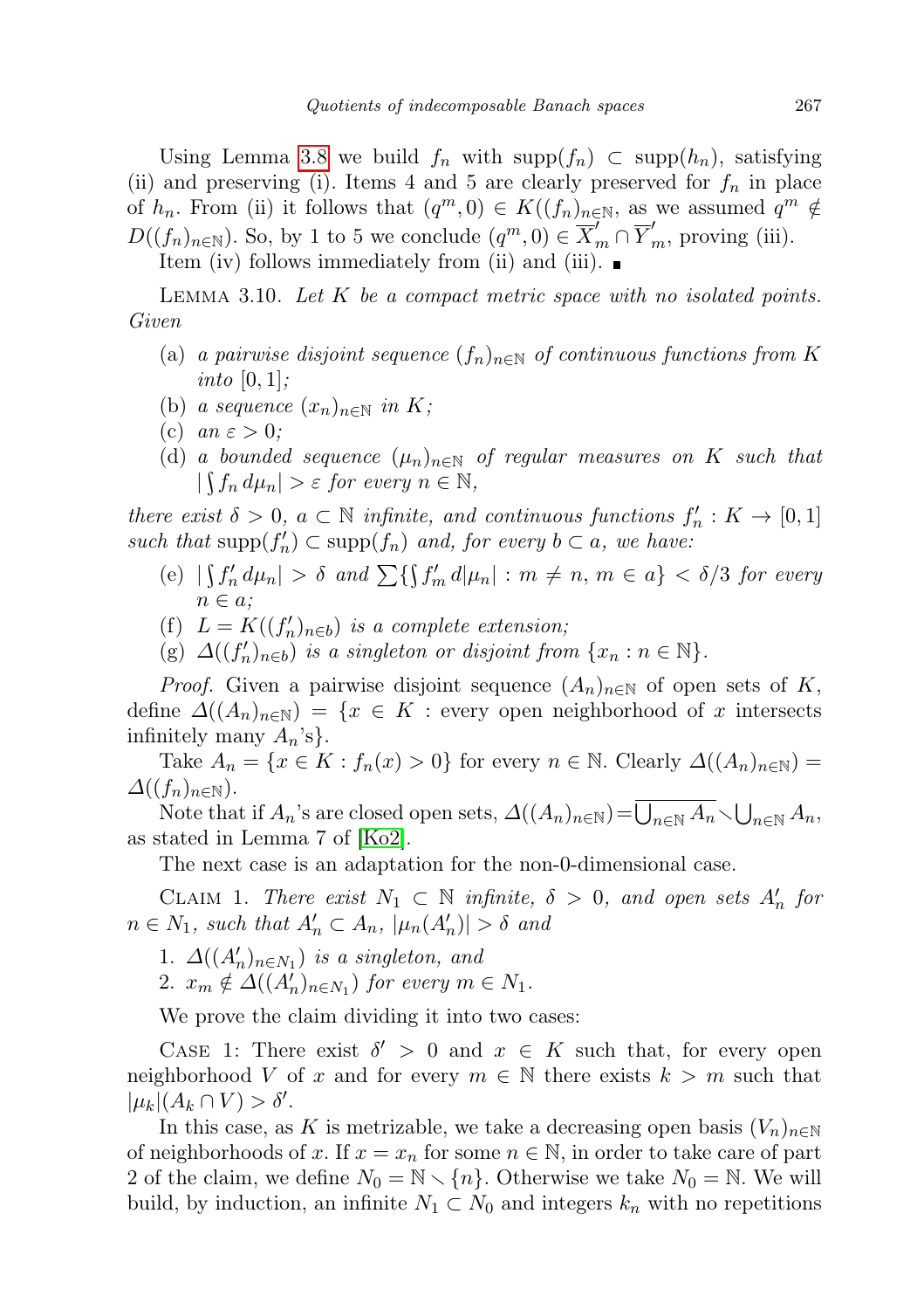Using Lemma 3.8 we build $f_n$ with $\mathrm{supp}(f_n) \subset \mathrm{supp}(h_n)$, satisfying (ii) and preserving (i). Items 4 and 5 are clearly preserved for $f_n$ in place of $h_n$. From (ii) it follows that $(q^m, 0) \in K((f_n)_{n\in\mathbb{N}}$, as we assumed $q^m \notin D((f_n)_{n\in\mathbb{N}})$. So, by 1 to 5 we conclude $(q^m, 0) \in \overline{X}'_m \cap \overline{Y}'_m$, proving (iii).

Item (iv) follows immediately from (ii) and (iii). ∎

LEMMA 3.10. *Let $K$ be a compact metric space with no isolated points. Given*

- (a) *a pairwise disjoint sequence $(f_n)_{n\in\mathbb{N}}$ of continuous functions from $K$ into $[0,1]$;*
- (b) *a sequence $(x_n)_{n\in\mathbb{N}}$ in $K$;*
- (c) *an $\varepsilon > 0$;*
- (d) *a bounded sequence $(\mu_n)_{n\in\mathbb{N}}$ of regular measures on $K$ such that $|\int f_n\, d\mu_n| > \varepsilon$ for every $n \in \mathbb{N}$,*

*there exist $\delta > 0$, $a \subset \mathbb{N}$ infinite, and continuous functions $f'_n : K \to [0,1]$ such that $\mathrm{supp}(f'_n) \subset \mathrm{supp}(f_n)$ and, for every $b \subset a$, we have:*

- (e) *$|\int f'_n\, d\mu_n| > \delta$ and $\sum\{\int f'_m\, d|\mu_n| : m \neq n,\ m \in a\} < \delta/3$ for every $n \in a$;*
- (f) *$L = K((f'_n)_{n\in b})$ is a complete extension;*
- (g) *$\Delta((f'_n)_{n\in b})$ is a singleton or disjoint from $\{x_n : n \in \mathbb{N}\}$.*

*Proof.* Given a pairwise disjoint sequence $(A_n)_{n\in\mathbb{N}}$ of open sets of $K$, define $\Delta((A_n)_{n\in\mathbb{N}}) = \{x \in K :$ every open neighborhood of $x$ intersects infinitely many $A_n$'s$\}$.

Take $A_n = \{x \in K : f_n(x) > 0\}$ for every $n \in \mathbb{N}$. Clearly $\Delta((A_n)_{n\in\mathbb{N}}) = \Delta((f_n)_{n\in\mathbb{N}})$.

Note that if $A_n$'s are closed open sets, $\Delta((A_n)_{n\in\mathbb{N}}) = \overline{\bigcup_{n\in\mathbb{N}} A_n} \setminus \bigcup_{n\in\mathbb{N}} A_n$, as stated in Lemma 7 of [Ko2].

The next case is an adaptation for the non-0-dimensional case.

CLAIM 1. *There exist $N_1 \subset \mathbb{N}$ infinite, $\delta > 0$, and open sets $A'_n$ for $n \in N_1$, such that $A'_n \subset A_n$, $|\mu_n(A'_n)| > \delta$ and*

1. *$\Delta((A'_n)_{n\in N_1})$ is a singleton, and*
2. *$x_m \notin \Delta((A'_n)_{n\in N_1})$ for every $m \in N_1$.*

We prove the claim dividing it into two cases:

CASE 1: There exist $\delta' > 0$ and $x \in K$ such that, for every open neighborhood $V$ of $x$ and for every $m \in \mathbb{N}$ there exists $k > m$ such that $|\mu_k|(A_k \cap V) > \delta'$.

In this case, as $K$ is metrizable, we take a decreasing open basis $(V_n)_{n\in\mathbb{N}}$ of neighborhoods of $x$. If $x = x_n$ for some $n \in \mathbb{N}$, in order to take care of part 2 of the claim, we define $N_0 = \mathbb{N} \setminus \{n\}$. Otherwise we take $N_0 = \mathbb{N}$. We will build, by induction, an infinite $N_1 \subset N_0$ and integers $k_n$ with no repetitions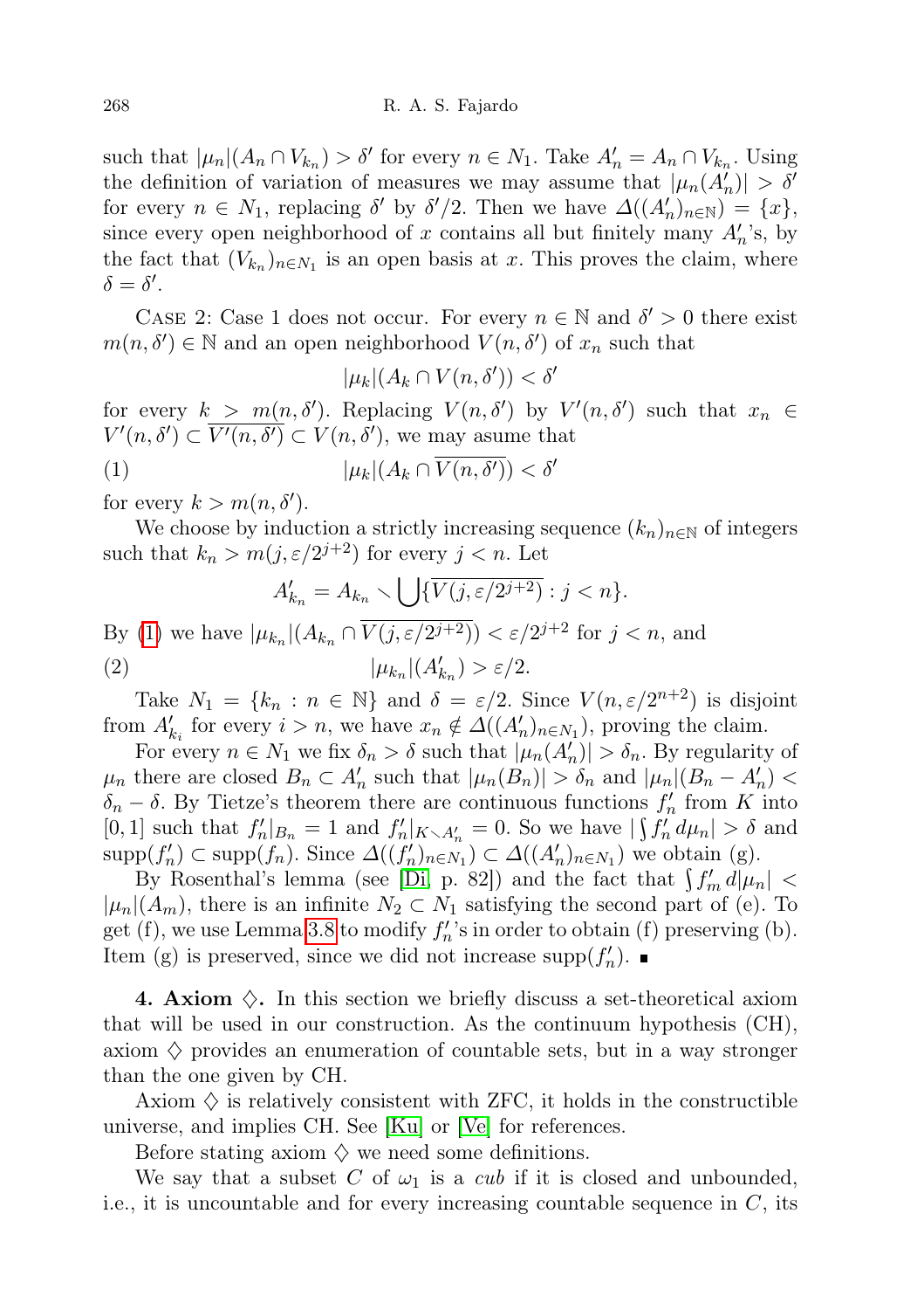such that $|\mu_n|(A_n \cap V_{k_n}) > \delta'$ for every $n \in N_1$. Take $A'_n = A_n \cap V_{k_n}$. Using the definition of variation of measures we may assume that $|\mu_n(A'_n)| > \delta'$ for every $n \in N_1$, replacing $\delta'$ by $\delta'/2$. Then we have $\Delta((A'_n)_{n\in\mathbb{N}}) = \{x\}$, since every open neighborhood of $x$ contains all but finitely many $A'_n$'s, by the fact that $(V_{k_n})_{n\in N_1}$ is an open basis at $x$. This proves the claim, where $\delta = \delta'$.

Case 2: Case 1 does not occur. For every $n \in \mathbb{N}$ and $\delta' > 0$ there exist $m(n, \delta') \in \mathbb{N}$ and an open neighborhood $V(n, \delta')$ of $x_n$ such that

$$|\mu_k|(A_k \cap V(n, \delta')) < \delta'$$

for every $k > m(n, \delta')$. Replacing $V(n, \delta')$ by $V'(n, \delta')$ such that $x_n \in V'(n, \delta') \subset \overline{V'(n, \delta')} \subset V(n, \delta')$, we may asume that

$$|\mu_k|(A_k \cap \overline{V(n, \delta')}) < \delta' \tag{1}$$

for every $k > m(n, \delta')$.

We choose by induction a strictly increasing sequence $(k_n)_{n\in\mathbb{N}}$ of integers such that $k_n > m(j, \varepsilon/2^{j+2})$ for every $j < n$. Let

$$A'_{k_n} = A_{k_n} \setminus \bigcup\{\overline{V(j, \varepsilon/2^{j+2})} : j < n\}.$$

By (1) we have $|\mu_{k_n}|(A_{k_n} \cap \overline{V(j, \varepsilon/2^{j+2})}) < \varepsilon/2^{j+2}$ for $j < n$, and

$$|\mu_{k_n}|(A'_{k_n}) > \varepsilon/2. \tag{2}$$

Take $N_1 = \{k_n : n \in \mathbb{N}\}$ and $\delta = \varepsilon/2$. Since $V(n, \varepsilon/2^{n+2})$ is disjoint from $A'_{k_i}$ for every $i > n$, we have $x_n \notin \Delta((A'_n)_{n\in N_1})$, proving the claim.

For every $n \in N_1$ we fix $\delta_n > \delta$ such that $|\mu_n(A'_n)| > \delta_n$. By regularity of $\mu_n$ there are closed $B_n \subset A'_n$ such that $|\mu_n(B_n)| > \delta_n$ and $|\mu_n|(B_n - A'_n) < \delta_n - \delta$. By Tietze's theorem there are continuous functions $f'_n$ from $K$ into $[0, 1]$ such that $f'_n|_{B_n} = 1$ and $f'_n|_{K\setminus A'_n} = 0$. So we have $|\int f'_n\, d\mu_n| > \delta$ and $\mathrm{supp}(f'_n) \subset \mathrm{supp}(f_n)$. Since $\Delta((f'_n)_{n\in N_1}) \subset \Delta((A'_n)_{n\in N_1})$ we obtain (g).

By Rosenthal's lemma (see [Di, p. 82]) and the fact that $\int f'_m\, d|\mu_n| < |\mu_n|(A_m)$, there is an infinite $N_2 \subset N_1$ satisfying the second part of (e). To get (f), we use Lemma 3.8 to modify $f'_n$'s in order to obtain (f) preserving (b). Item (g) is preserved, since we did not increase $\mathrm{supp}(f'_n)$. ∎

**4. Axiom $\diamondsuit$.** In this section we briefly discuss a set-theoretical axiom that will be used in our construction. As the continuum hypothesis (CH), axiom $\diamondsuit$ provides an enumeration of countable sets, but in a way stronger than the one given by CH.

Axiom $\diamondsuit$ is relatively consistent with ZFC, it holds in the constructible universe, and implies CH. See [Ku] or [Ve] for references.

Before stating axiom $\diamondsuit$ we need some definitions.

We say that a subset $C$ of $\omega_1$ is a *cub* if it is closed and unbounded, i.e., it is uncountable and for every increasing countable sequence in $C$, its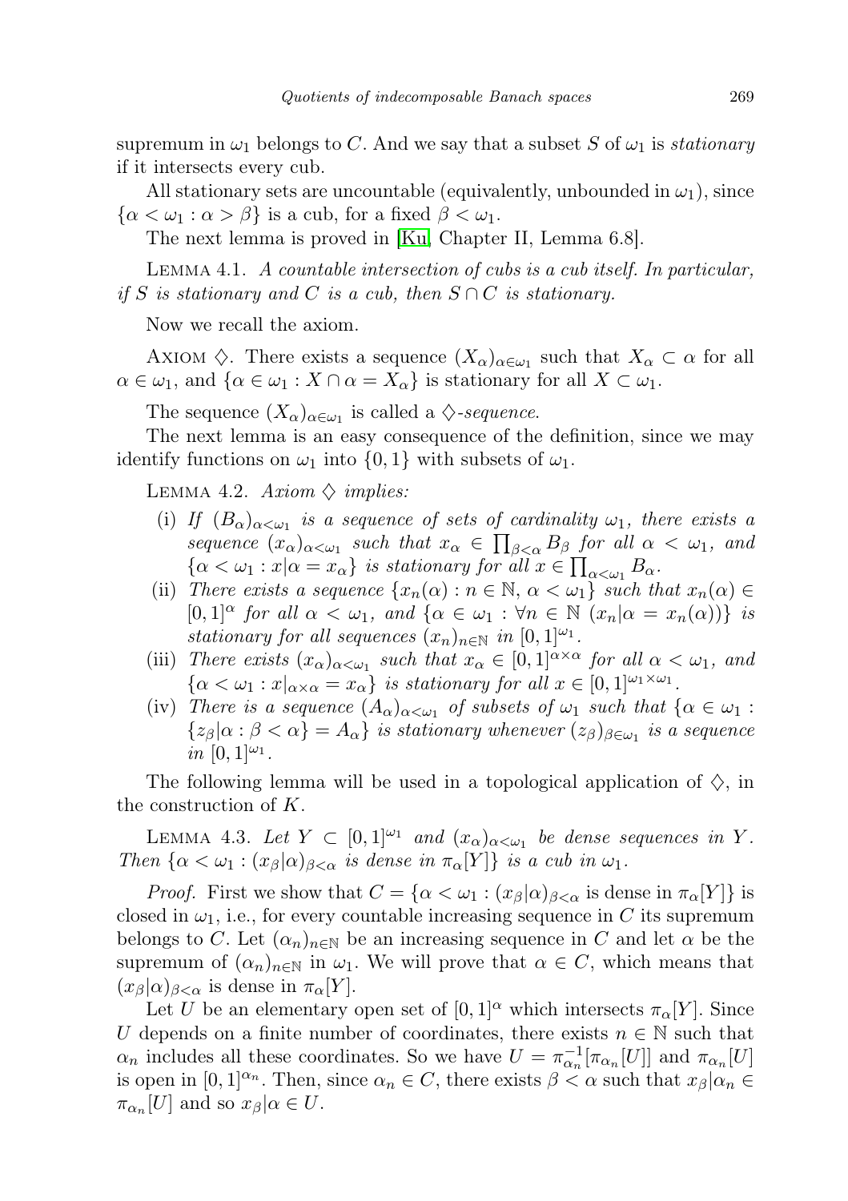supremum in $\omega_1$ belongs to $C$. And we say that a subset $S$ of $\omega_1$ is *stationary* if it intersects every cub.

All stationary sets are uncountable (equivalently, unbounded in $\omega_1$), since $\{\alpha < \omega_1 : \alpha > \beta\}$ is a cub, for a fixed $\beta < \omega_1$.

The next lemma is proved in [Ku, Chapter II, Lemma 6.8].

Lemma 4.1. *A countable intersection of cubs is a cub itself. In particular, if $S$ is stationary and $C$ is a cub, then $S \cap C$ is stationary.*

Now we recall the axiom.

Axiom $\diamondsuit$. There exists a sequence $(X_\alpha)_{\alpha\in\omega_1}$ such that $X_\alpha \subset \alpha$ for all $\alpha \in \omega_1$, and $\{\alpha \in \omega_1 : X \cap \alpha = X_\alpha\}$ is stationary for all $X \subset \omega_1$.

The sequence $(X_\alpha)_{\alpha\in\omega_1}$ is called a *$\diamondsuit$-sequence*.

The next lemma is an easy consequence of the definition, since we may identify functions on $\omega_1$ into $\{0, 1\}$ with subsets of $\omega_1$.

Lemma 4.2. *Axiom $\diamondsuit$ implies:*

- (i) *If $(B_\alpha)_{\alpha<\omega_1}$ is a sequence of sets of cardinality $\omega_1$, there exists a sequence $(x_\alpha)_{\alpha<\omega_1}$ such that $x_\alpha \in \prod_{\beta<\alpha} B_\beta$ for all $\alpha < \omega_1$, and $\{\alpha < \omega_1 : x|\alpha = x_\alpha\}$ is stationary for all $x \in \prod_{\alpha<\omega_1} B_\alpha$.*
- (ii) *There exists a sequence $\{x_n(\alpha) : n \in \mathbb{N},\ \alpha < \omega_1\}$ such that $x_n(\alpha) \in [0, 1]^\alpha$ for all $\alpha < \omega_1$, and $\{\alpha \in \omega_1 : \forall n \in \mathbb{N}\ (x_n|\alpha = x_n(\alpha))\}$ is stationary for all sequences $(x_n)_{n\in\mathbb{N}}$ in $[0, 1]^{\omega_1}$.*
- (iii) *There exists $(x_\alpha)_{\alpha<\omega_1}$ such that $x_\alpha \in [0, 1]^{\alpha\times\alpha}$ for all $\alpha < \omega_1$, and $\{\alpha < \omega_1 : x|_{\alpha\times\alpha} = x_\alpha\}$ is stationary for all $x \in [0, 1]^{\omega_1\times\omega_1}$.*
- (iv) *There is a sequence $(A_\alpha)_{\alpha<\omega_1}$ of subsets of $\omega_1$ such that $\{\alpha \in \omega_1 : \{z_\beta|\alpha : \beta < \alpha\} = A_\alpha\}$ is stationary whenever $(z_\beta)_{\beta\in\omega_1}$ is a sequence in $[0, 1]^{\omega_1}$.*

The following lemma will be used in a topological application of $\diamondsuit$, in the construction of $K$.

Lemma 4.3. *Let $Y \subset [0, 1]^{\omega_1}$ and $(x_\alpha)_{\alpha<\omega_1}$ be dense sequences in $Y$. Then $\{\alpha < \omega_1 : (x_\beta|\alpha)_{\beta<\alpha}$ is dense in $\pi_\alpha[Y]\}$ is a cub in $\omega_1$.*

*Proof.* First we show that $C = \{\alpha < \omega_1 : (x_\beta|\alpha)_{\beta<\alpha}$ is dense in $\pi_\alpha[Y]\}$ is closed in $\omega_1$, i.e., for every countable increasing sequence in $C$ its supremum belongs to $C$. Let $(\alpha_n)_{n\in\mathbb{N}}$ be an increasing sequence in $C$ and let $\alpha$ be the supremum of $(\alpha_n)_{n\in\mathbb{N}}$ in $\omega_1$. We will prove that $\alpha \in C$, which means that $(x_\beta|\alpha)_{\beta<\alpha}$ is dense in $\pi_\alpha[Y]$.

Let $U$ be an elementary open set of $[0, 1]^\alpha$ which intersects $\pi_\alpha[Y]$. Since $U$ depends on a finite number of coordinates, there exists $n \in \mathbb{N}$ such that $\alpha_n$ includes all these coordinates. So we have $U = \pi_{\alpha_n}^{-1}[\pi_{\alpha_n}[U]]$ and $\pi_{\alpha_n}[U]$ is open in $[0, 1]^{\alpha_n}$. Then, since $\alpha_n \in C$, there exists $\beta < \alpha$ such that $x_\beta|\alpha_n \in \pi_{\alpha_n}[U]$ and so $x_\beta|\alpha \in U$.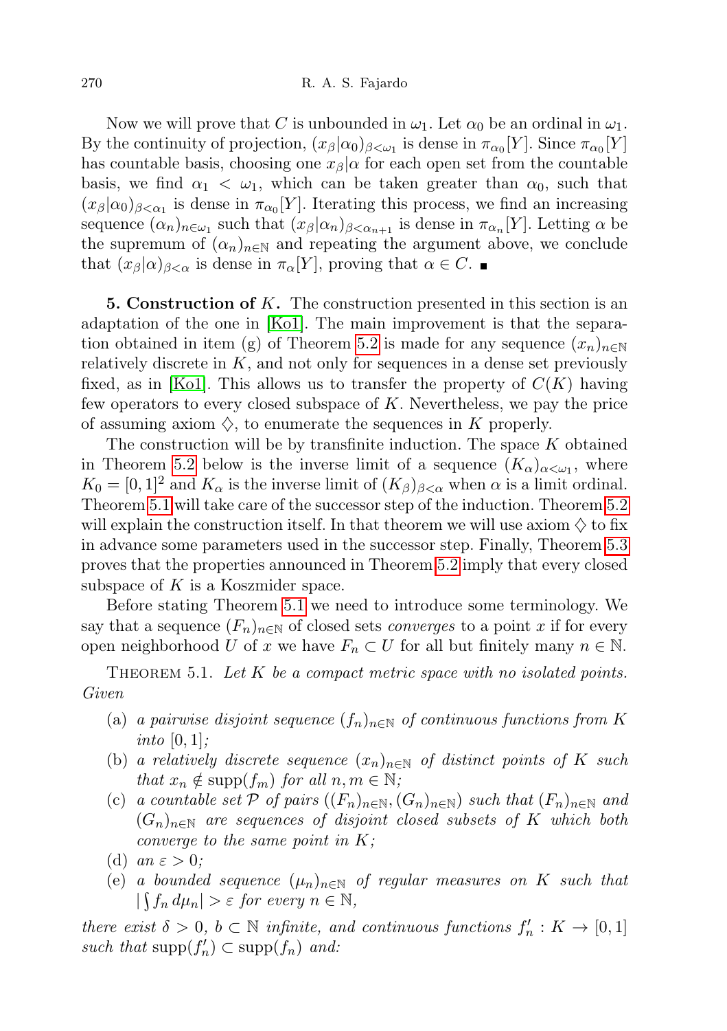Now we will prove that $C$ is unbounded in $\omega_1$. Let $\alpha_0$ be an ordinal in $\omega_1$. By the continuity of projection, $(x_\beta|\alpha_0)_{\beta<\omega_1}$ is dense in $\pi_{\alpha_0}[Y]$. Since $\pi_{\alpha_0}[Y]$ has countable basis, choosing one $x_\beta|\alpha$ for each open set from the countable basis, we find $\alpha_1 < \omega_1$, which can be taken greater than $\alpha_0$, such that $(x_\beta|\alpha_0)_{\beta<\alpha_1}$ is dense in $\pi_{\alpha_0}[Y]$. Iterating this process, we find an increasing sequence $(\alpha_n)_{n\in\omega_1}$ such that $(x_\beta|\alpha_n)_{\beta<\alpha_{n+1}}$ is dense in $\pi_{\alpha_n}[Y]$. Letting $\alpha$ be the supremum of $(\alpha_n)_{n\in\mathbb{N}}$ and repeating the argument above, we conclude that $(x_\beta|\alpha)_{\beta<\alpha}$ is dense in $\pi_\alpha[Y]$, proving that $\alpha \in C$. ∎

**5. Construction of $K$.** The construction presented in this section is an adaptation of the one in [Ko1]. The main improvement is that the separation obtained in item (g) of Theorem 5.2 is made for any sequence $(x_n)_{n\in\mathbb{N}}$ relatively discrete in $K$, and not only for sequences in a dense set previously fixed, as in [Ko1]. This allows us to transfer the property of $C(K)$ having few operators to every closed subspace of $K$. Nevertheless, we pay the price of assuming axiom $\diamondsuit$, to enumerate the sequences in $K$ properly.

The construction will be by transfinite induction. The space $K$ obtained in Theorem 5.2 below is the inverse limit of a sequence $(K_\alpha)_{\alpha<\omega_1}$, where $K_0 = [0,1]^2$ and $K_\alpha$ is the inverse limit of $(K_\beta)_{\beta<\alpha}$ when $\alpha$ is a limit ordinal. Theorem 5.1 will take care of the successor step of the induction. Theorem 5.2 will explain the construction itself. In that theorem we will use axiom $\diamondsuit$ to fix in advance some parameters used in the successor step. Finally, Theorem 5.3 proves that the properties announced in Theorem 5.2 imply that every closed subspace of $K$ is a Koszmider space.

Before stating Theorem 5.1 we need to introduce some terminology. We say that a sequence $(F_n)_{n\in\mathbb{N}}$ of closed sets *converges* to a point $x$ if for every open neighborhood $U$ of $x$ we have $F_n \subset U$ for all but finitely many $n \in \mathbb{N}$.

THEOREM 5.1. *Let $K$ be a compact metric space with no isolated points. Given*

(a) *a pairwise disjoint sequence $(f_n)_{n\in\mathbb{N}}$ of continuous functions from $K$ into $[0,1]$;*
(b) *a relatively discrete sequence $(x_n)_{n\in\mathbb{N}}$ of distinct points of $K$ such that $x_n \notin \operatorname{supp}(f_m)$ for all $n,m \in \mathbb{N}$;*
(c) *a countable set $\mathcal{P}$ of pairs $((F_n)_{n\in\mathbb{N}}, (G_n)_{n\in\mathbb{N}})$ such that $(F_n)_{n\in\mathbb{N}}$ and $(G_n)_{n\in\mathbb{N}}$ are sequences of disjoint closed subsets of $K$ which both converge to the same point in $K$;*
(d) *an $\varepsilon > 0$;*
(e) *a bounded sequence $(\mu_n)_{n\in\mathbb{N}}$ of regular measures on $K$ such that $|\int f_n\, d\mu_n| > \varepsilon$ for every $n \in \mathbb{N}$,*

*there exist $\delta > 0$, $b \subset \mathbb{N}$ infinite, and continuous functions $f'_n : K \to [0,1]$ such that* $\operatorname{supp}(f'_n) \subset \operatorname{supp}(f_n)$ *and:*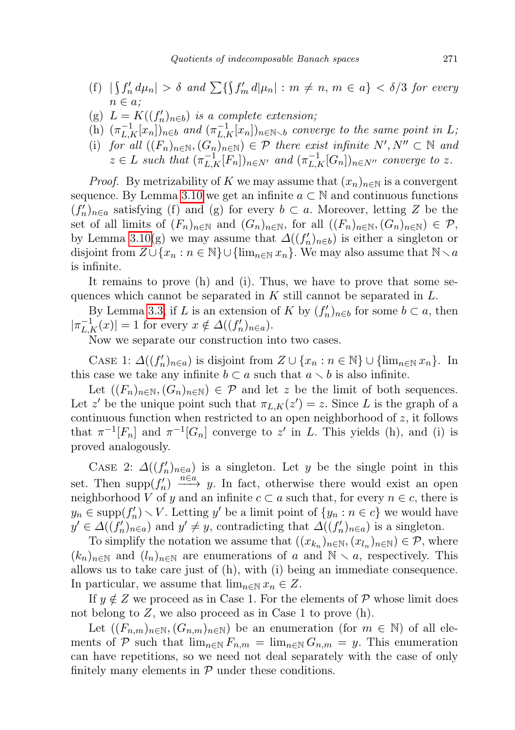(f) $|\int f'_n \, d\mu_n| > \delta$ *and* $\sum\{|\int f'_m \, d|\mu_n|| : m \neq n,\ m \in a\} < \delta/3$ *for every* $n \in a$;

(g) $L = K((f'_n)_{n \in b})$ *is a complete extension;*

(h) $(\pi^{-1}_{L,K}[x_n])_{n \in b}$ *and* $(\pi^{-1}_{L,K}[x_n])_{n \in \mathbb{N} \setminus b}$ *converge to the same point in* $L$;

(i) *for all* $((F_n)_{n \in \mathbb{N}}, (G_n)_{n \in \mathbb{N}}) \in \mathcal{P}$ *there exist infinite* $N', N'' \subset \mathbb{N}$ *and* $z \in L$ *such that* $(\pi^{-1}_{L,K}[F_n])_{n \in N'}$ *and* $(\pi^{-1}_{L,K}[G_n])_{n \in N''}$ *converge to* $z$.

*Proof.* By metrizability of $K$ we may assume that $(x_n)_{n \in \mathbb{N}}$ is a convergent sequence. By Lemma 3.10 we get an infinite $a \subset \mathbb{N}$ and continuous functions $(f'_n)_{n \in a}$ satisfying (f) and (g) for every $b \subset a$. Moreover, letting $Z$ be the set of all limits of $(F_n)_{n \in \mathbb{N}}$ and $(G_n)_{n \in \mathbb{N}}$, for all $((F_n)_{n \in \mathbb{N}}, (G_n)_{n \in \mathbb{N}}) \in \mathcal{P}$, by Lemma 3.10(g) we may assume that $\Delta((f'_n)_{n \in b})$ is either a singleton or disjoint from $Z \cup \{x_n : n \in \mathbb{N}\} \cup \{\lim_{n \in \mathbb{N}} x_n\}$. We may also assume that $\mathbb{N} \setminus a$ is infinite.

It remains to prove (h) and (i). Thus, we have to prove that some sequences which cannot be separated in $K$ still cannot be separated in $L$.

By Lemma 3.3, if $L$ is an extension of $K$ by $(f'_n)_{n \in b}$ for some $b \subset a$, then $|\pi^{-1}_{L,K}(x)| = 1$ for every $x \notin \Delta((f'_n)_{n \in a})$.

Now we separate our construction into two cases.

Case 1: $\Delta((f'_n)_{n \in a})$ is disjoint from $Z \cup \{x_n : n \in \mathbb{N}\} \cup \{\lim_{n \in \mathbb{N}} x_n\}$. In this case we take any infinite $b \subset a$ such that $a \setminus b$ is also infinite.

Let $((F_n)_{n \in \mathbb{N}}, (G_n)_{n \in \mathbb{N}}) \in \mathcal{P}$ and let $z$ be the limit of both sequences. Let $z'$ be the unique point such that $\pi_{L,K}(z') = z$. Since $L$ is the graph of a continuous function when restricted to an open neighborhood of $z$, it follows that $\pi^{-1}[F_n]$ and $\pi^{-1}[G_n]$ converge to $z'$ in $L$. This yields (h), and (i) is proved analogously.

Case 2: $\Delta((f'_n)_{n \in a})$ is a singleton. Let $y$ be the single point in this set. Then $\mathrm{supp}(f'_n) \xrightarrow{n \in a} y$. In fact, otherwise there would exist an open neighborhood $V$ of $y$ and an infinite $c \subset a$ such that, for every $n \in c$, there is $y_n \in \mathrm{supp}(f'_n) \setminus V$. Letting $y'$ be a limit point of $\{y_n : n \in c\}$ we would have $y' \in \Delta((f'_n)_{n \in a})$ and $y' \neq y$, contradicting that $\Delta((f'_n)_{n \in a})$ is a singleton.

To simplify the notation we assume that $((x_{k_n})_{n \in \mathbb{N}}, (x_{l_n})_{n \in \mathbb{N}}) \in \mathcal{P}$, where $(k_n)_{n \in \mathbb{N}}$ and $(l_n)_{n \in \mathbb{N}}$ are enumerations of $a$ and $\mathbb{N} \setminus a$, respectively. This allows us to take care just of (h), with (i) being an immediate consequence. In particular, we assume that $\lim_{n \in \mathbb{N}} x_n \in Z$.

If $y \notin Z$ we proceed as in Case 1. For the elements of $\mathcal{P}$ whose limit does not belong to $Z$, we also proceed as in Case 1 to prove (h).

Let $((F_{n,m})_{n \in \mathbb{N}}, (G_{n,m})_{n \in \mathbb{N}})$ be an enumeration (for $m \in \mathbb{N}$) of all elements of $\mathcal{P}$ such that $\lim_{n \in \mathbb{N}} F_{n,m} = \lim_{n \in \mathbb{N}} G_{n,m} = y$. This enumeration can have repetitions, so we need not deal separately with the case of only finitely many elements in $\mathcal{P}$ under these conditions.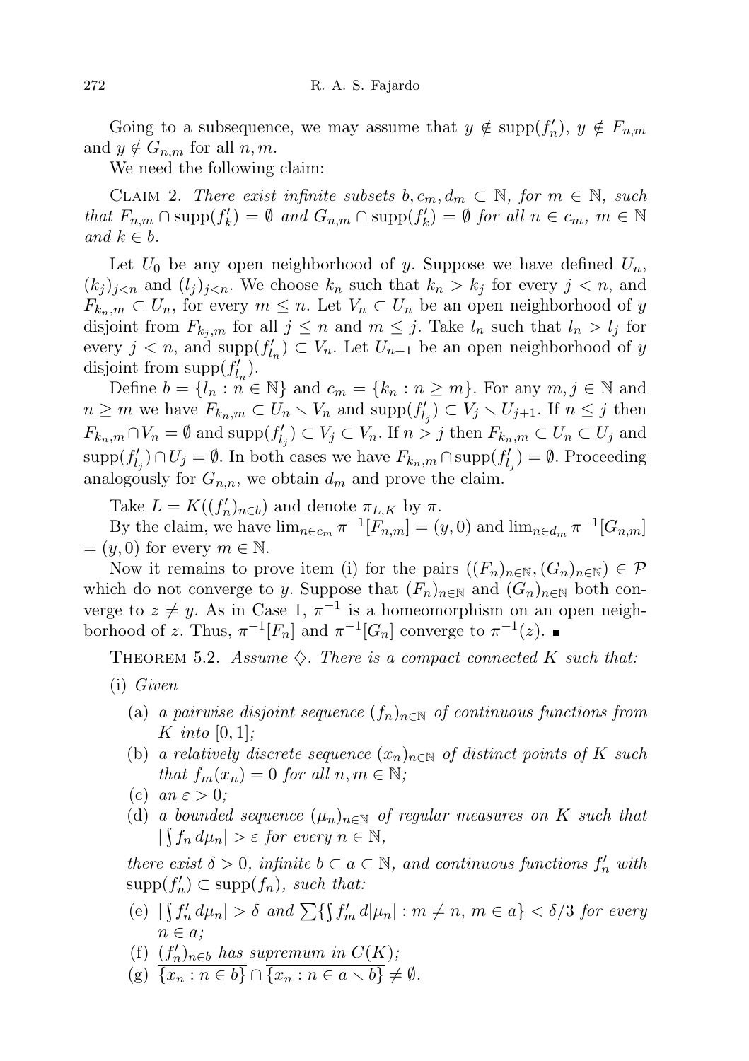Going to a subsequence, we may assume that $y \notin \operatorname{supp}(f'_n)$, $y \notin F_{n,m}$ and $y \notin G_{n,m}$ for all $n, m$.

We need the following claim:

Claim 2. *There exist infinite subsets $b, c_m, d_m \subset \mathbb{N}$, for $m \in \mathbb{N}$, such that $F_{n,m} \cap \operatorname{supp}(f'_k) = \emptyset$ and $G_{n,m} \cap \operatorname{supp}(f'_k) = \emptyset$ for all $n \in c_m$, $m \in \mathbb{N}$ and $k \in b$.*

Let $U_0$ be any open neighborhood of $y$. Suppose we have defined $U_n$, $(k_j)_{j<n}$ and $(l_j)_{j<n}$. We choose $k_n$ such that $k_n > k_j$ for every $j < n$, and $F_{k_n,m} \subset U_n$, for every $m \le n$. Let $V_n \subset U_n$ be an open neighborhood of $y$ disjoint from $F_{k_j,m}$ for all $j \le n$ and $m \le j$. Take $l_n$ such that $l_n > l_j$ for every $j < n$, and $\operatorname{supp}(f'_{l_n}) \subset V_n$. Let $U_{n+1}$ be an open neighborhood of $y$ disjoint from $\operatorname{supp}(f'_{l_n})$.

Define $b = \{l_n : n \in \mathbb{N}\}$ and $c_m = \{k_n : n \ge m\}$. For any $m, j \in \mathbb{N}$ and $n \ge m$ we have $F_{k_n,m} \subset U_n \setminus V_n$ and $\operatorname{supp}(f'_{l_j}) \subset V_j \setminus U_{j+1}$. If $n \le j$ then $F_{k_n,m} \cap V_n = \emptyset$ and $\operatorname{supp}(f'_{l_j}) \subset V_j \subset V_n$. If $n > j$ then $F_{k_n,m} \subset U_n \subset U_j$ and $\operatorname{supp}(f'_{l_j}) \cap U_j = \emptyset$. In both cases we have $F_{k_n,m} \cap \operatorname{supp}(f'_{l_j}) = \emptyset$. Proceeding analogously for $G_{n,n}$, we obtain $d_m$ and prove the claim.

Take $L = K((f'_n)_{n\in b})$ and denote $\pi_{L,K}$ by $\pi$.

By the claim, we have $\lim_{n\in c_m} \pi^{-1}[F_{n,m}] = (y, 0)$ and $\lim_{n\in d_m} \pi^{-1}[G_{n,m}] = (y, 0)$ for every $m \in \mathbb{N}$.

Now it remains to prove item (i) for the pairs $((F_n)_{n\in\mathbb{N}}, (G_n)_{n\in\mathbb{N}}) \in \mathcal{P}$ which do not converge to $y$. Suppose that $(F_n)_{n\in\mathbb{N}}$ and $(G_n)_{n\in\mathbb{N}}$ both converge to $z \ne y$. As in Case 1, $\pi^{-1}$ is a homeomorphism on an open neighborhood of $z$. Thus, $\pi^{-1}[F_n]$ and $\pi^{-1}[G_n]$ converge to $\pi^{-1}(z)$. ∎

Theorem 5.2. *Assume $\diamondsuit$. There is a compact connected $K$ such that:*

(i) *Given*

  (a) *a pairwise disjoint sequence $(f_n)_{n\in\mathbb{N}}$ of continuous functions from $K$ into $[0, 1]$;*

  (b) *a relatively discrete sequence $(x_n)_{n\in\mathbb{N}}$ of distinct points of $K$ such that $f_m(x_n) = 0$ for all $n, m \in \mathbb{N}$;*

  (c) *an $\varepsilon > 0$;*

  (d) *a bounded sequence $(\mu_n)_{n\in\mathbb{N}}$ of regular measures on $K$ such that $|\int f_n \, d\mu_n| > \varepsilon$ for every $n \in \mathbb{N}$,*

*there exist $\delta > 0$, infinite $b \subset a \subset \mathbb{N}$, and continuous functions $f'_n$ with $\operatorname{supp}(f'_n) \subset \operatorname{supp}(f_n)$, such that:*

  (e) *$|\int f'_n \, d\mu_n| > \delta$ and $\sum\{\int f'_m \, d|\mu_n| : m \ne n, m \in a\} < \delta/3$ for every $n \in a$;*

  (f) *$(f'_n)_{n\in b}$ has supremum in $C(K)$;*

  (g) *$\overline{\{x_n : n \in b\}} \cap \overline{\{x_n : n \in a \setminus b\}} \ne \emptyset$.*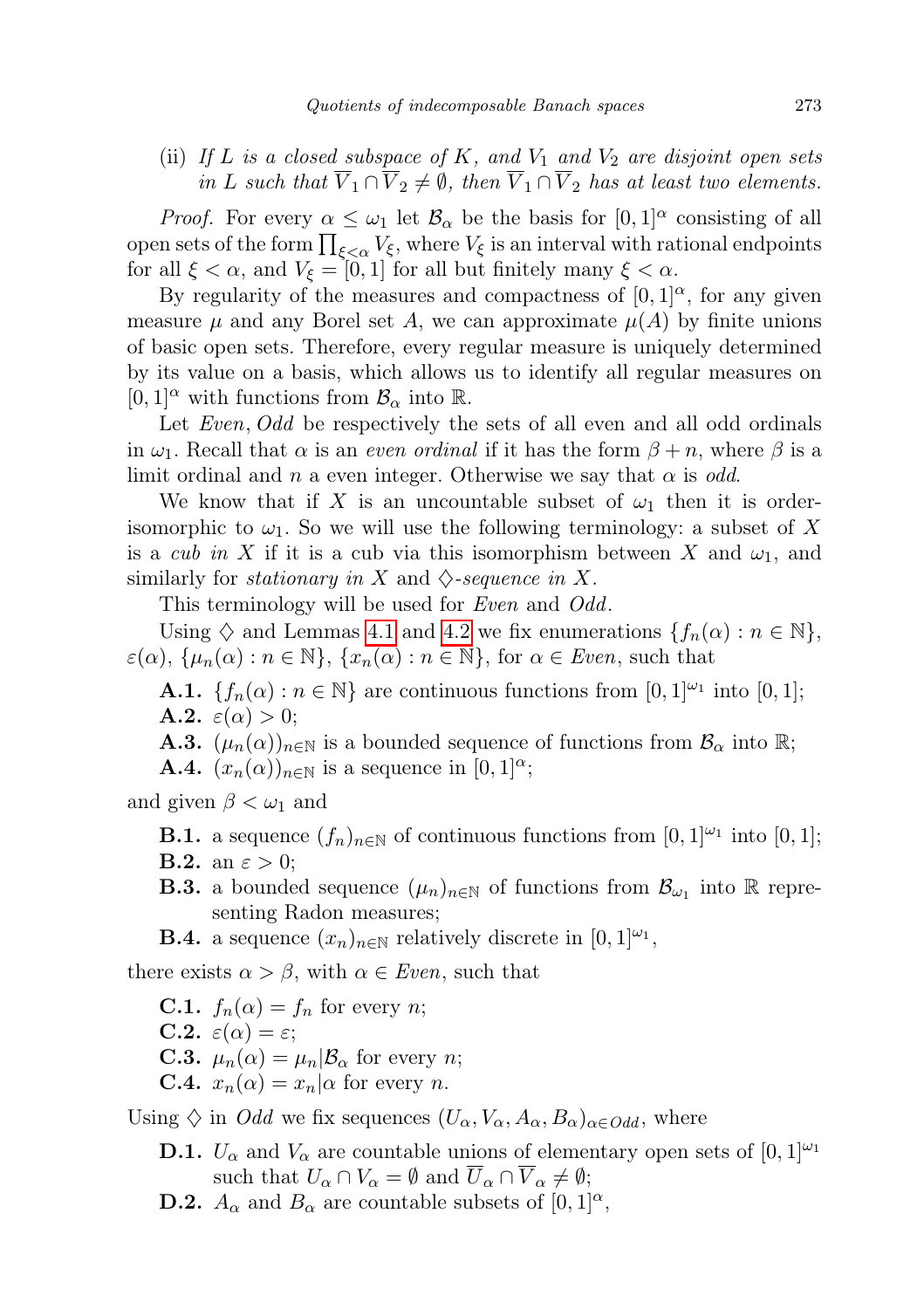(ii) *If $L$ is a closed subspace of $K$, and $V_1$ and $V_2$ are disjoint open sets in $L$ such that $\overline{V}_1 \cap \overline{V}_2 \neq \emptyset$, then $\overline{V}_1 \cap \overline{V}_2$ has at least two elements.*

*Proof.* For every $\alpha \leq \omega_1$ let $\mathcal{B}_\alpha$ be the basis for $[0,1]^\alpha$ consisting of all open sets of the form $\prod_{\xi<\alpha} V_\xi$, where $V_\xi$ is an interval with rational endpoints for all $\xi < \alpha$, and $V_\xi = [0,1]$ for all but finitely many $\xi < \alpha$.

By regularity of the measures and compactness of $[0,1]^\alpha$, for any given measure $\mu$ and any Borel set $A$, we can approximate $\mu(A)$ by finite unions of basic open sets. Therefore, every regular measure is uniquely determined by its value on a basis, which allows us to identify all regular measures on $[0,1]^\alpha$ with functions from $\mathcal{B}_\alpha$ into $\mathbb{R}$.

Let *Even*, *Odd* be respectively the sets of all even and all odd ordinals in $\omega_1$. Recall that $\alpha$ is an *even ordinal* if it has the form $\beta + n$, where $\beta$ is a limit ordinal and $n$ a even integer. Otherwise we say that $\alpha$ is *odd*.

We know that if $X$ is an uncountable subset of $\omega_1$ then it is order-isomorphic to $\omega_1$. So we will use the following terminology: a subset of $X$ is a *cub in* $X$ if it is a cub via this isomorphism between $X$ and $\omega_1$, and similarly for *stationary in* $X$ and $\diamondsuit$*-sequence in* $X$.

This terminology will be used for *Even* and *Odd*.

Using $\diamondsuit$ and Lemmas 4.1 and 4.2 we fix enumerations $\{f_n(\alpha) : n \in \mathbb{N}\}$, $\varepsilon(\alpha)$, $\{\mu_n(\alpha) : n \in \mathbb{N}\}$, $\{x_n(\alpha) : n \in \mathbb{N}\}$, for $\alpha \in \mathit{Even}$, such that

- **A.1.** $\{f_n(\alpha) : n \in \mathbb{N}\}$ are continuous functions from $[0,1]^{\omega_1}$ into $[0,1]$;
- **A.2.** $\varepsilon(\alpha) > 0$;
- **A.3.** $(\mu_n(\alpha))_{n\in\mathbb{N}}$ is a bounded sequence of functions from $\mathcal{B}_\alpha$ into $\mathbb{R}$;
- **A.4.** $(x_n(\alpha))_{n\in\mathbb{N}}$ is a sequence in $[0,1]^\alpha$;

and given $\beta < \omega_1$ and

- **B.1.** a sequence $(f_n)_{n\in\mathbb{N}}$ of continuous functions from $[0,1]^{\omega_1}$ into $[0,1]$;
- **B.2.** an $\varepsilon > 0$;
- **B.3.** a bounded sequence $(\mu_n)_{n\in\mathbb{N}}$ of functions from $\mathcal{B}_{\omega_1}$ into $\mathbb{R}$ representing Radon measures;
- **B.4.** a sequence $(x_n)_{n\in\mathbb{N}}$ relatively discrete in $[0,1]^{\omega_1}$,

there exists $\alpha > \beta$, with $\alpha \in \mathit{Even}$, such that

- **C.1.** $f_n(\alpha) = f_n$ for every $n$;
- **C.2.** $\varepsilon(\alpha) = \varepsilon$;
- **C.3.** $\mu_n(\alpha) = \mu_n|\mathcal{B}_\alpha$ for every $n$;
- **C.4.** $x_n(\alpha) = x_n|\alpha$ for every $n$.

Using $\diamondsuit$ in *Odd* we fix sequences $(U_\alpha, V_\alpha, A_\alpha, B_\alpha)_{\alpha\in \mathit{Odd}}$, where

- **D.1.** $U_\alpha$ and $V_\alpha$ are countable unions of elementary open sets of $[0,1]^{\omega_1}$ such that $U_\alpha \cap V_\alpha = \emptyset$ and $\overline{U}_\alpha \cap \overline{V}_\alpha \neq \emptyset$;
- **D.2.** $A_\alpha$ and $B_\alpha$ are countable subsets of $[0,1]^\alpha$,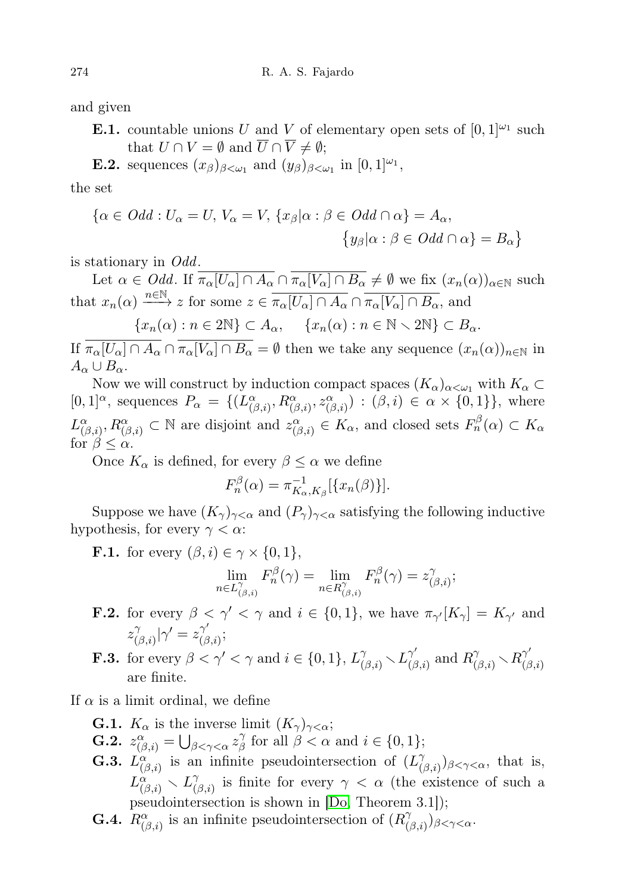and given

- **E.1.** countable unions $U$ and $V$ of elementary open sets of $[0,1]^{\omega_1}$ such that $U \cap V = \emptyset$ and $\overline{U} \cap \overline{V} \neq \emptyset$;
- **E.2.** sequences $(x_\beta)_{\beta<\omega_1}$ and $(y_\beta)_{\beta<\omega_1}$ in $[0,1]^{\omega_1}$,

the set

$$\{\alpha \in Odd : U_\alpha = U,\, V_\alpha = V,\, \{x_\beta|\alpha : \beta \in Odd \cap \alpha\} = A_\alpha, \\ \{y_\beta|\alpha : \beta \in Odd \cap \alpha\} = B_\alpha\}$$

is stationary in $Odd$.

Let $\alpha \in Odd$. If $\overline{\pi_\alpha[U_\alpha] \cap A_\alpha} \cap \overline{\pi_\alpha[V_\alpha] \cap B_\alpha} \neq \emptyset$ we fix $(x_n(\alpha))_{\alpha\in\mathbb{N}}$ such that $x_n(\alpha) \xrightarrow{n\in\mathbb{N}} z$ for some $z \in \overline{\pi_\alpha[U_\alpha] \cap A_\alpha} \cap \overline{\pi_\alpha[V_\alpha] \cap B_\alpha}$, and

$$\{x_n(\alpha) : n \in 2\mathbb{N}\} \subset A_\alpha, \qquad \{x_n(\alpha) : n \in \mathbb{N} \setminus 2\mathbb{N}\} \subset B_\alpha.$$

If $\overline{\pi_\alpha[U_\alpha] \cap A_\alpha} \cap \overline{\pi_\alpha[V_\alpha] \cap B_\alpha} = \emptyset$ then we take any sequence $(x_n(\alpha))_{n\in\mathbb{N}}$ in $A_\alpha \cup B_\alpha$.

Now we will construct by induction compact spaces $(K_\alpha)_{\alpha<\omega_1}$ with $K_\alpha \subset [0,1]^\alpha$, sequences $P_\alpha = \{(L^\alpha_{(\beta,i)}, R^\alpha_{(\beta,i)}, z^\alpha_{(\beta,i)}) : (\beta,i) \in \alpha \times \{0,1\}\}$, where $L^\alpha_{(\beta,i)}, R^\alpha_{(\beta,i)} \subset \mathbb{N}$ are disjoint and $z^\alpha_{(\beta,i)} \in K_\alpha$, and closed sets $F^\beta_n(\alpha) \subset K_\alpha$ for $\beta \le \alpha$.

Once $K_\alpha$ is defined, for every $\beta \le \alpha$ we define

$$F^\beta_n(\alpha) = \pi^{-1}_{K_\alpha,K_\beta}[\{x_n(\beta)\}].$$

Suppose we have $(K_\gamma)_{\gamma<\alpha}$ and $(P_\gamma)_{\gamma<\alpha}$ satisfying the following inductive hypothesis, for every $\gamma < \alpha$:

- **F.1.** for every $(\beta,i) \in \gamma \times \{0,1\}$,
$$\lim_{n\in L^\gamma_{(\beta,i)}} F^\beta_n(\gamma) = \lim_{n\in R^\gamma_{(\beta,i)}} F^\beta_n(\gamma) = z^\gamma_{(\beta,i)};$$
- **F.2.** for every $\beta < \gamma' < \gamma$ and $i \in \{0,1\}$, we have $\pi_{\gamma'}[K_\gamma] = K_{\gamma'}$ and $z^\gamma_{(\beta,i)}|\gamma' = z^{\gamma'}_{(\beta,i)}$;
- **F.3.** for every $\beta < \gamma' < \gamma$ and $i \in \{0,1\}$, $L^\gamma_{(\beta,i)} \setminus L^{\gamma'}_{(\beta,i)}$ and $R^\gamma_{(\beta,i)} \setminus R^{\gamma'}_{(\beta,i)}$ are finite.

If $\alpha$ is a limit ordinal, we define

- **G.1.** $K_\alpha$ is the inverse limit $(K_\gamma)_{\gamma<\alpha}$;
- **G.2.** $z^\alpha_{(\beta,i)} = \bigcup_{\beta<\gamma<\alpha} z^\gamma_\beta$ for all $\beta < \alpha$ and $i \in \{0,1\}$;
- **G.3.** $L^\alpha_{(\beta,i)}$ is an infinite pseudointersection of $(L^\gamma_{(\beta,i)})_{\beta<\gamma<\alpha}$, that is, $L^\alpha_{(\beta,i)} \setminus L^\gamma_{(\beta,i)}$ is finite for every $\gamma < \alpha$ (the existence of such a pseudointersection is shown in [Do, Theorem 3.1]);
- **G.4.** $R^\alpha_{(\beta,i)}$ is an infinite pseudointersection of $(R^\gamma_{(\beta,i)})_{\beta<\gamma<\alpha}$.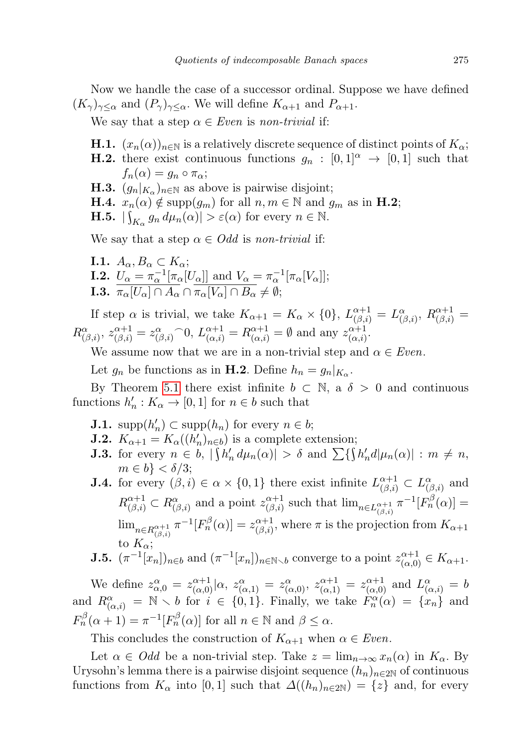Now we handle the case of a successor ordinal. Suppose we have defined $(K_\gamma)_{\gamma\le\alpha}$ and $(P_\gamma)_{\gamma\le\alpha}$. We will define $K_{\alpha+1}$ and $P_{\alpha+1}$.

We say that a step $\alpha \in \mathit{Even}$ is *non-trivial* if:

- **H.1.** $(x_n(\alpha))_{n\in\mathbb{N}}$ is a relatively discrete sequence of distinct points of $K_\alpha$;
- **H.2.** there exist continuous functions $g_n : [0,1]^\alpha \to [0,1]$ such that $f_n(\alpha) = g_n \circ \pi_\alpha$;
- **H.3.** $(g_n|_{K_\alpha})_{n\in\mathbb{N}}$ as above is pairwise disjoint;
- **H.4.** $x_n(\alpha) \notin \mathrm{supp}(g_m)$ for all $n, m \in \mathbb{N}$ and $g_m$ as in **H.2**;
- **H.5.** $|\int_{K_\alpha} g_n \, d\mu_n(\alpha)| > \varepsilon(\alpha)$ for every $n \in \mathbb{N}$.

We say that a step $\alpha \in \mathit{Odd}$ is *non-trivial* if:

- **I.1.** $A_\alpha, B_\alpha \subset K_\alpha$;
- **I.2.** $\underline{U_\alpha = \pi_\alpha^{-1}[\pi_\alpha[U_\alpha]] \text{ and } V_\alpha = \pi_\alpha^{-1}[\pi_\alpha[V_\alpha]]}$;
- **I.3.** $\overline{\pi_\alpha[U_\alpha] \cap A_\alpha} \cap \overline{\pi_\alpha[V_\alpha] \cap B_\alpha} \neq \emptyset$;

If step $\alpha$ is trivial, we take $K_{\alpha+1} = K_\alpha \times \{0\}$, $L^{\alpha+1}_{(\beta,i)} = L^\alpha_{(\beta,i)}$, $R^{\alpha+1}_{(\beta,i)} = R^\alpha_{(\beta,i)}$, $z^{\alpha+1}_{(\beta,i)} = z^\alpha_{(\beta,i)}{}^\frown 0$, $L^{\alpha+1}_{(\alpha,i)} = R^{\alpha+1}_{(\alpha,i)} = \emptyset$ and any $z^{\alpha+1}_{(\alpha,i)}$.

We assume now that we are in a non-trivial step and $\alpha \in \mathit{Even}$.

Let $g_n$ be functions as in **H.2**. Define $h_n = g_n|_{K_\alpha}$.

By Theorem 5.1 there exist infinite $b \subset \mathbb{N}$, a $\delta > 0$ and continuous functions $h'_n : K_\alpha \to [0,1]$ for $n \in b$ such that

- **J.1.** $\mathrm{supp}(h'_n) \subset \mathrm{supp}(h_n)$ for every $n \in b$;
- **J.2.** $K_{\alpha+1} = K_\alpha((h'_n)_{n\in b})$ is a complete extension;
- **J.3.** for every $n \in b$, $|\int h'_n \, d\mu_n(\alpha)| > \delta$ and $\sum\{\int h'_n d|\mu_n(\alpha)| : m \neq n, m \in b\} < \delta/3$;
- **J.4.** for every $(\beta, i) \in \alpha \times \{0,1\}$ there exist infinite $L^{\alpha+1}_{(\beta,i)} \subset L^\alpha_{(\beta,i)}$ and $R^{\alpha+1}_{(\beta,i)} \subset R^\alpha_{(\beta,i)}$ and a point $z^{\alpha+1}_{(\beta,i)}$ such that $\lim_{n\in L^{\alpha+1}_{(\beta,i)}} \pi^{-1}[F^\beta_n(\alpha)] = \lim_{n\in R^{\alpha+1}_{(\beta,i)}} \pi^{-1}[F^\beta_n(\alpha)] = z^{\alpha+1}_{(\beta,i)}$, where $\pi$ is the projection from $K_{\alpha+1}$ to $K_\alpha$;
- **J.5.** $(\pi^{-1}[x_n])_{n\in b}$ and $(\pi^{-1}[x_n])_{n\in\mathbb{N}\setminus b}$ converge to a point $z^{\alpha+1}_{(\alpha,0)} \in K_{\alpha+1}$.

We define $z^\alpha_{\alpha,0} = z^{\alpha+1}_{(\alpha,0)}|\alpha$, $z^\alpha_{(\alpha,1)} = z^\alpha_{(\alpha,0)}$, $z^{\alpha+1}_{(\alpha,1)} = z^{\alpha+1}_{(\alpha,0)}$ and $L^\alpha_{(\alpha,i)} = b$ and $R^\alpha_{(\alpha,i)} = \mathbb{N} \setminus b$ for $i \in \{0,1\}$. Finally, we take $F^\alpha_n(\alpha) = \{x_n\}$ and $F^\beta_n(\alpha+1) = \pi^{-1}[F^\beta_n(\alpha)]$ for all $n \in \mathbb{N}$ and $\beta \le \alpha$.

This concludes the construction of $K_{\alpha+1}$ when $\alpha \in \mathit{Even}$.

Let $\alpha \in \mathit{Odd}$ be a non-trivial step. Take $z = \lim_{n\to\infty} x_n(\alpha)$ in $K_\alpha$. By Urysohn's lemma there is a pairwise disjoint sequence $(h_n)_{n\in 2\mathbb{N}}$ of continuous functions from $K_\alpha$ into $[0,1]$ such that $\Delta((h_n)_{n\in 2\mathbb{N}}) = \{z\}$ and, for every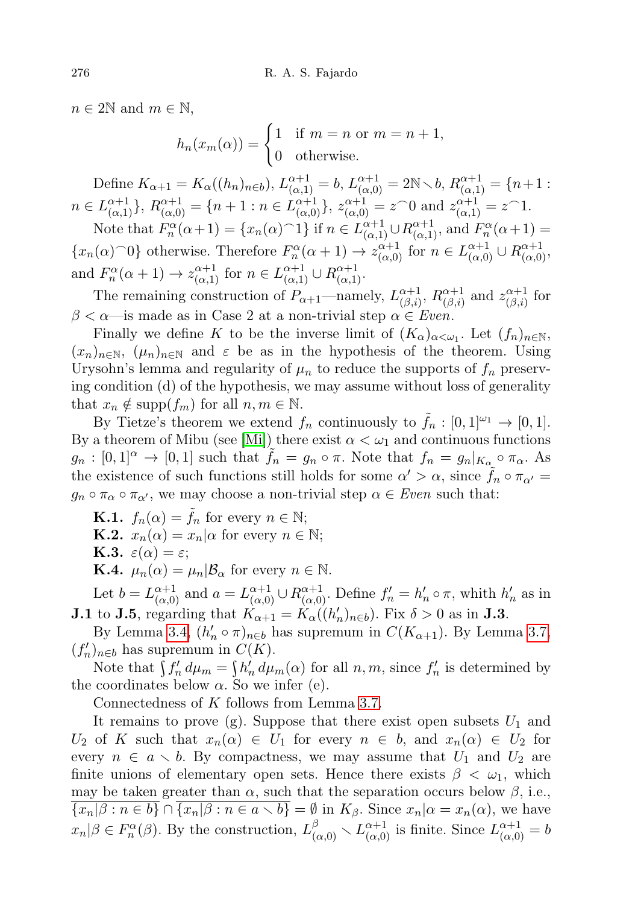$n \in 2\mathbb{N}$ and $m \in \mathbb{N}$,

$$h_n(x_m(\alpha)) = \begin{cases} 1 & \text{if } m = n \text{ or } m = n+1, \\ 0 & \text{otherwise.} \end{cases}$$

Define $K_{\alpha+1} = K_\alpha((h_n)_{n\in b})$, $L^{\alpha+1}_{(\alpha,1)} = b$, $L^{\alpha+1}_{(\alpha,0)} = 2\mathbb{N} \setminus b$, $R^{\alpha+1}_{(\alpha,1)} = \{n+1 : n \in L^{\alpha+1}_{(\alpha,1)}\}$, $R^{\alpha+1}_{(\alpha,0)} = \{n+1 : n \in L^{\alpha+1}_{(\alpha,0)}\}$, $z^{\alpha+1}_{(\alpha,0)} = z^\frown 0$ and $z^{\alpha+1}_{(\alpha,1)} = z^\frown 1$.

Note that $F^\alpha_n(\alpha+1) = \{x_n(\alpha)^\frown 1\}$ if $n \in L^{\alpha+1}_{(\alpha,1)} \cup R^{\alpha+1}_{(\alpha,1)}$, and $F^\alpha_n(\alpha+1) = \{x_n(\alpha)^\frown 0\}$ otherwise. Therefore $F^\alpha_n(\alpha+1) \to z^{\alpha+1}_{(\alpha,0)}$ for $n \in L^{\alpha+1}_{(\alpha,0)} \cup R^{\alpha+1}_{(\alpha,0)}$, and $F^\alpha_n(\alpha+1) \to z^{\alpha+1}_{(\alpha,1)}$ for $n \in L^{\alpha+1}_{(\alpha,1)} \cup R^{\alpha+1}_{(\alpha,1)}$.

The remaining construction of $P_{\alpha+1}$—namely, $L^{\alpha+1}_{(\beta,i)}$, $R^{\alpha+1}_{(\beta,i)}$ and $z^{\alpha+1}_{(\beta,i)}$ for $\beta < \alpha$—is made as in Case 2 at a non-trivial step $\alpha \in \mathit{Even}$.

Finally we define $K$ to be the inverse limit of $(K_\alpha)_{\alpha<\omega_1}$. Let $(f_n)_{n\in\mathbb{N}}$, $(x_n)_{n\in\mathbb{N}}$, $(\mu_n)_{n\in\mathbb{N}}$ and $\varepsilon$ be as in the hypothesis of the theorem. Using Urysohn's lemma and regularity of $\mu_n$ to reduce the supports of $f_n$ preserving condition (d) of the hypothesis, we may assume without loss of generality that $x_n \notin \operatorname{supp}(f_m)$ for all $n, m \in \mathbb{N}$.

By Tietze's theorem we extend $f_n$ continuously to $\tilde{f}_n : [0,1]^{\omega_1} \to [0,1]$. By a theorem of Mibu (see [Mi]) there exist $\alpha < \omega_1$ and continuous functions $g_n : [0,1]^\alpha \to [0,1]$ such that $\tilde{f}_n = g_n \circ \pi$. Note that $f_n = g_n|_{K_\alpha} \circ \pi_\alpha$. As the existence of such functions still holds for some $\alpha' > \alpha$, since $\tilde{f}_n \circ \pi_{\alpha'} = g_n \circ \pi_\alpha \circ \pi_{\alpha'}$, we may choose a non-trivial step $\alpha \in \mathit{Even}$ such that:

**K.1.** $f_n(\alpha) = \tilde{f}_n$ for every $n \in \mathbb{N}$;
**K.2.** $x_n(\alpha) = x_n|\alpha$ for every $n \in \mathbb{N}$;
**K.3.** $\varepsilon(\alpha) = \varepsilon$;
**K.4.** $\mu_n(\alpha) = \mu_n|\mathcal{B}_\alpha$ for every $n \in \mathbb{N}$.

Let $b = L^{\alpha+1}_{(\alpha,0)}$ and $a = L^{\alpha+1}_{(\alpha,0)} \cup R^{\alpha+1}_{(\alpha,0)}$. Define $f'_n = h'_n \circ \pi$, whith $h'_n$ as in **J.1** to **J.5**, regarding that $K_{\alpha+1} = K_\alpha((h'_n)_{n\in b})$. Fix $\delta > 0$ as in **J.3**.

By Lemma 3.4, $(h'_n \circ \pi)_{n\in b}$ has supremum in $C(K_{\alpha+1})$. By Lemma 3.7, $(f'_n)_{n\in b}$ has supremum in $C(K)$.

Note that $\int f'_n \, d\mu_m = \int h'_n \, d\mu_m(\alpha)$ for all $n, m$, since $f'_n$ is determined by the coordinates below $\alpha$. So we infer (e).

Connectedness of $K$ follows from Lemma 3.7.

It remains to prove (g). Suppose that there exist open subsets $U_1$ and $U_2$ of $K$ such that $x_n(\alpha) \in U_1$ for every $n \in b$, and $x_n(\alpha) \in U_2$ for every $n \in a \setminus b$. By compactness, we may assume that $U_1$ and $U_2$ are finite unions of elementary open sets. Hence there exists $\beta < \omega_1$, which may be taken greater than $\alpha$, such that the separation occurs below $\beta$, i.e., $\overline{\{x_n|\beta : n \in b\}} \cap \overline{\{x_n|\beta : n \in a \setminus b\}} = \emptyset$ in $K_\beta$. Since $x_n|\alpha = x_n(\alpha)$, we have $x_n|\beta \in F^\alpha_n(\beta)$. By the construction, $L^\beta_{(\alpha,0)} \setminus L^{\alpha+1}_{(\alpha,0)}$ is finite. Since $L^{\alpha+1}_{(\alpha,0)} = b$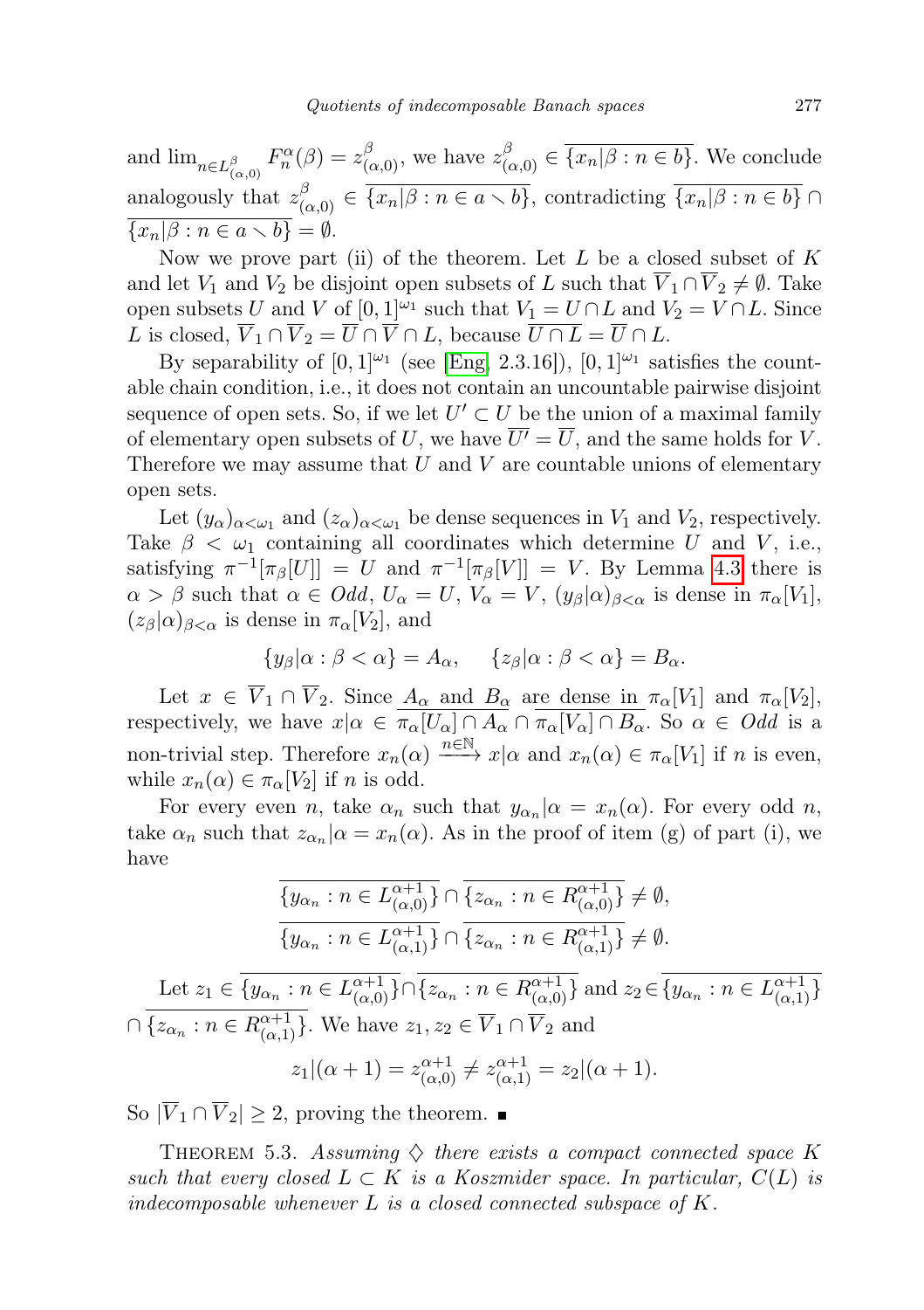and $\lim_{n\in L^\beta_{(\alpha,0)}} F^\alpha_n(\beta) = z^\beta_{(\alpha,0)}$, we have $z^\beta_{(\alpha,0)} \in \overline{\{x_n|\beta : n \in b\}}$. We conclude analogously that $z^\beta_{(\alpha,0)} \in \overline{\{x_n|\beta : n \in a \setminus b\}}$, contradicting $\overline{\{x_n|\beta : n \in b\}} \cap \overline{\{x_n|\beta : n \in a \setminus b\}} = \emptyset$.

Now we prove part (ii) of the theorem. Let $L$ be a closed subset of $K$ and let $V_1$ and $V_2$ be disjoint open subsets of $L$ such that $\overline{V}_1 \cap \overline{V}_2 \neq \emptyset$. Take open subsets $U$ and $V$ of $[0,1]^{\omega_1}$ such that $V_1 = U \cap L$ and $V_2 = V \cap L$. Since $L$ is closed, $\overline{V}_1 \cap \overline{V}_2 = \overline{U} \cap \overline{V} \cap L$, because $\overline{U \cap L} = \overline{U} \cap L$.

By separability of $[0,1]^{\omega_1}$ (see [Eng, 2.3.16]), $[0,1]^{\omega_1}$ satisfies the countable chain condition, i.e., it does not contain an uncountable pairwise disjoint sequence of open sets. So, if we let $U' \subset U$ be the union of a maximal family of elementary open subsets of $U$, we have $\overline{U'} = \overline{U}$, and the same holds for $V$. Therefore we may assume that $U$ and $V$ are countable unions of elementary open sets.

Let $(y_\alpha)_{\alpha<\omega_1}$ and $(z_\alpha)_{\alpha<\omega_1}$ be dense sequences in $V_1$ and $V_2$, respectively. Take $\beta < \omega_1$ containing all coordinates which determine $U$ and $V$, i.e., satisfying $\pi^{-1}[\pi_\beta[U]] = U$ and $\pi^{-1}[\pi_\beta[V]] = V$. By Lemma 4.3 there is $\alpha > \beta$ such that $\alpha \in Odd$, $U_\alpha = U$, $V_\alpha = V$, $(y_\beta|\alpha)_{\beta<\alpha}$ is dense in $\pi_\alpha[V_1]$, $(z_\beta|\alpha)_{\beta<\alpha}$ is dense in $\pi_\alpha[V_2]$, and

$$\{y_\beta|\alpha : \beta < \alpha\} = A_\alpha, \quad \{z_\beta|\alpha : \beta < \alpha\} = B_\alpha.$$

Let $x \in \overline{V}_1 \cap \overline{V}_2$. Since $A_\alpha$ and $B_\alpha$ are dense in $\pi_\alpha[V_1]$ and $\pi_\alpha[V_2]$, respectively, we have $x|\alpha \in \overline{\pi_\alpha[U_\alpha] \cap A_\alpha} \cap \overline{\pi_\alpha[V_\alpha] \cap B_\alpha}$. So $\alpha \in Odd$ is a non-trivial step. Therefore $x_n(\alpha) \xrightarrow{n\in\mathbb{N}} x|\alpha$ and $x_n(\alpha) \in \pi_\alpha[V_1]$ if $n$ is even, while $x_n(\alpha) \in \pi_\alpha[V_2]$ if $n$ is odd.

For every even $n$, take $\alpha_n$ such that $y_{\alpha_n}|\alpha = x_n(\alpha)$. For every odd $n$, take $\alpha_n$ such that $z_{\alpha_n}|\alpha = x_n(\alpha)$. As in the proof of item (g) of part (i), we have

$$\overline{\{y_{\alpha_n} : n \in L^{\alpha+1}_{(\alpha,0)}\}} \cap \overline{\{z_{\alpha_n} : n \in R^{\alpha+1}_{(\alpha,0)}\}} \neq \emptyset,$$
$$\overline{\{y_{\alpha_n} : n \in L^{\alpha+1}_{(\alpha,1)}\}} \cap \overline{\{z_{\alpha_n} : n \in R^{\alpha+1}_{(\alpha,1)}\}} \neq \emptyset.$$

Let $z_1 \in \overline{\{y_{\alpha_n} : n \in L^{\alpha+1}_{(\alpha,0)}\}} \cap \overline{\{z_{\alpha_n} : n \in R^{\alpha+1}_{(\alpha,0)}\}}$ and $z_2 \in \overline{\{y_{\alpha_n} : n \in L^{\alpha+1}_{(\alpha,1)}\}} \cap \overline{\{z_{\alpha_n} : n \in R^{\alpha+1}_{(\alpha,1)}\}}$. We have $z_1, z_2 \in \overline{V}_1 \cap \overline{V}_2$ and

$$z_1|(\alpha+1) = z^{\alpha+1}_{(\alpha,0)} \neq z^{\alpha+1}_{(\alpha,1)} = z_2|(\alpha+1).$$

So $|\overline{V}_1 \cap \overline{V}_2| \geq 2$, proving the theorem. ∎

Theorem 5.3. *Assuming $\diamondsuit$ there exists a compact connected space $K$ such that every closed $L \subset K$ is a Koszmider space. In particular, $C(L)$ is indecomposable whenever $L$ is a closed connected subspace of $K$.*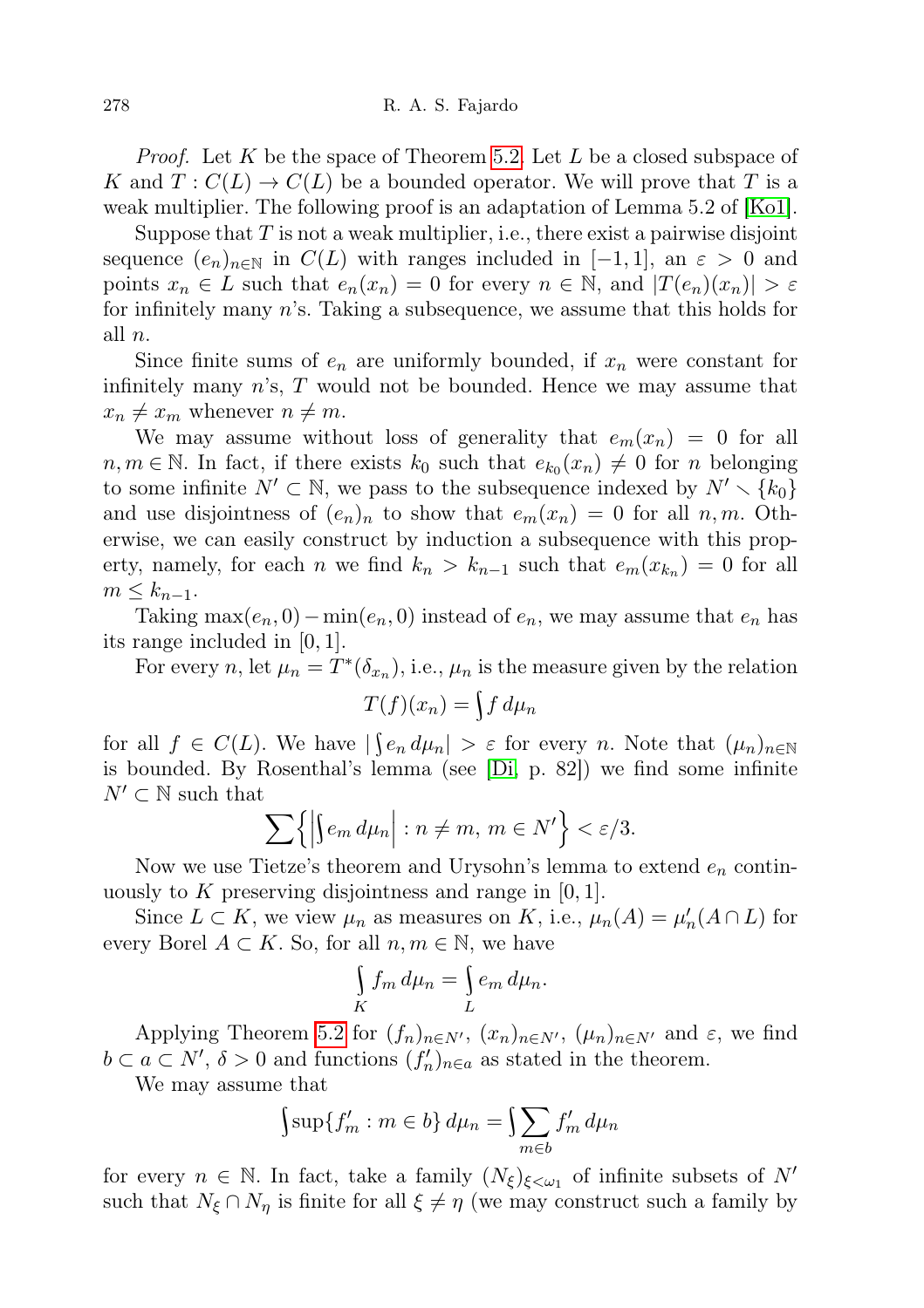*Proof.* Let $K$ be the space of Theorem 5.2. Let $L$ be a closed subspace of $K$ and $T : C(L) \to C(L)$ be a bounded operator. We will prove that $T$ is a weak multiplier. The following proof is an adaptation of Lemma 5.2 of [Ko1].

Suppose that $T$ is not a weak multiplier, i.e., there exist a pairwise disjoint sequence $(e_n)_{n\in\mathbb{N}}$ in $C(L)$ with ranges included in $[-1, 1]$, an $\varepsilon > 0$ and points $x_n \in L$ such that $e_n(x_n) = 0$ for every $n \in \mathbb{N}$, and $|T(e_n)(x_n)| > \varepsilon$ for infinitely many $n$'s. Taking a subsequence, we assume that this holds for all $n$.

Since finite sums of $e_n$ are uniformly bounded, if $x_n$ were constant for infinitely many $n$'s, $T$ would not be bounded. Hence we may assume that $x_n \neq x_m$ whenever $n \neq m$.

We may assume without loss of generality that $e_m(x_n) = 0$ for all $n, m \in \mathbb{N}$. In fact, if there exists $k_0$ such that $e_{k_0}(x_n) \neq 0$ for $n$ belonging to some infinite $N' \subset \mathbb{N}$, we pass to the subsequence indexed by $N' \setminus \{k_0\}$ and use disjointness of $(e_n)_n$ to show that $e_m(x_n) = 0$ for all $n, m$. Otherwise, we can easily construct by induction a subsequence with this property, namely, for each $n$ we find $k_n > k_{n-1}$ such that $e_m(x_{k_n}) = 0$ for all $m \leq k_{n-1}$.

Taking $\max(e_n, 0) - \min(e_n, 0)$ instead of $e_n$, we may assume that $e_n$ has its range included in $[0, 1]$.

For every $n$, let $\mu_n = T^*(\delta_{x_n})$, i.e., $\mu_n$ is the measure given by the relation

$$T(f)(x_n) = \int f\, d\mu_n$$

for all $f \in C(L)$. We have $|\int e_n\, d\mu_n| > \varepsilon$ for every $n$. Note that $(\mu_n)_{n\in\mathbb{N}}$ is bounded. By Rosenthal's lemma (see [Di, p. 82]) we find some infinite $N' \subset \mathbb{N}$ such that

$$\sum \Big\{ \Big| \int e_m\, d\mu_n \Big| : n \neq m,\ m \in N' \Big\} < \varepsilon/3.$$

Now we use Tietze's theorem and Urysohn's lemma to extend $e_n$ continuously to $K$ preserving disjointness and range in $[0, 1]$.

Since $L \subset K$, we view $\mu_n$ as measures on $K$, i.e., $\mu_n(A) = \mu_n'(A \cap L)$ for every Borel $A \subset K$. So, for all $n, m \in \mathbb{N}$, we have

$$\int_K f_m\, d\mu_n = \int_L e_m\, d\mu_n.$$

Applying Theorem 5.2 for $(f_n)_{n\in N'}$, $(x_n)_{n\in N'}$, $(\mu_n)_{n\in N'}$ and $\varepsilon$, we find $b \subset a \subset N'$, $\delta > 0$ and functions $(f_n')_{n\in a}$ as stated in the theorem.

We may assume that

$$\int \sup\{f_m' : m \in b\}\, d\mu_n = \int \sum_{m\in b} f_m'\, d\mu_n$$

for every $n \in \mathbb{N}$. In fact, take a family $(N_\xi)_{\xi<\omega_1}$ of infinite subsets of $N'$ such that $N_\xi \cap N_\eta$ is finite for all $\xi \neq \eta$ (we may construct such a family by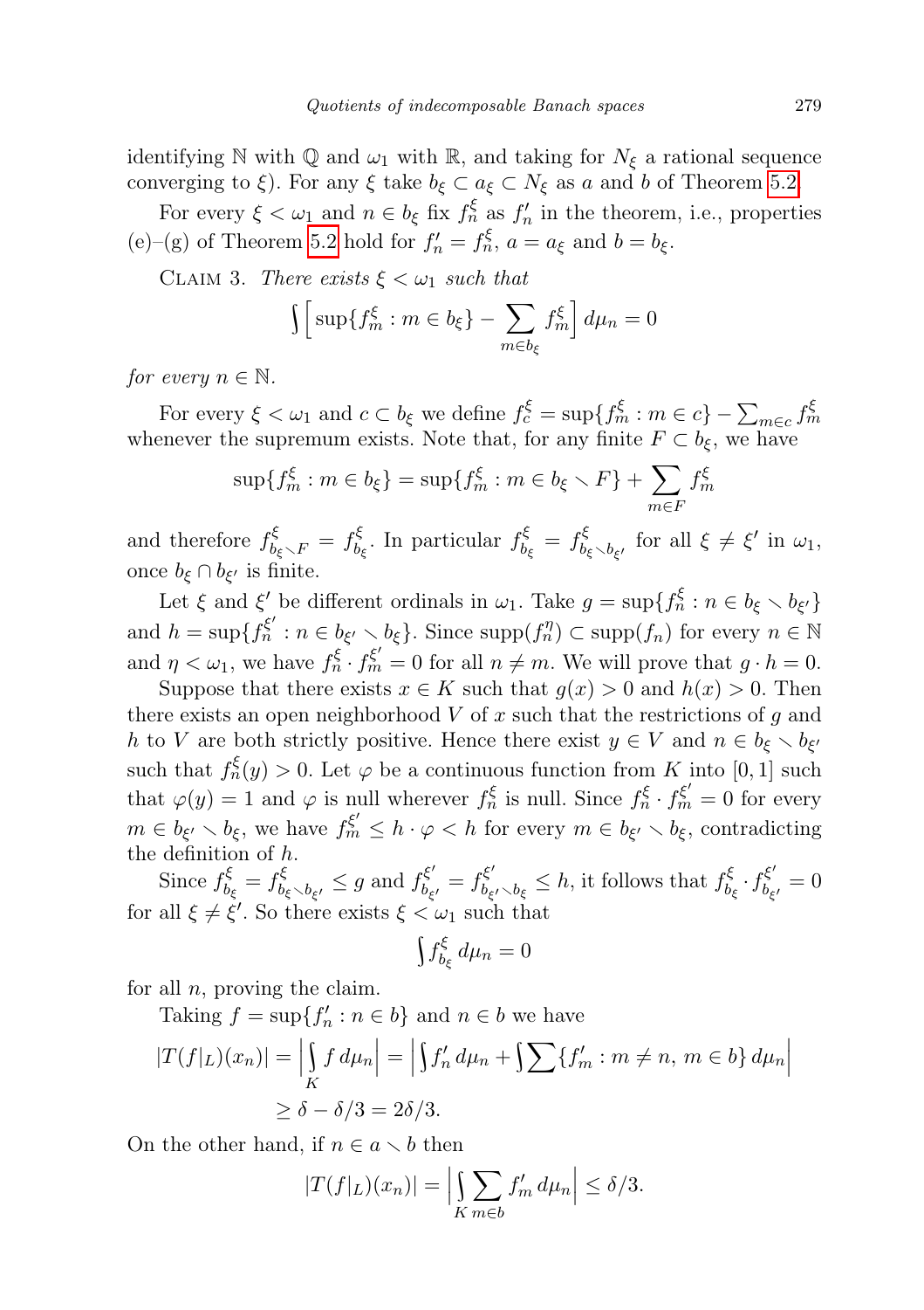identifying $\mathbb{N}$ with $\mathbb{Q}$ and $\omega_1$ with $\mathbb{R}$, and taking for $N_\xi$ a rational sequence converging to $\xi$). For any $\xi$ take $b_\xi \subset a_\xi \subset N_\xi$ as $a$ and $b$ of Theorem 5.2.

For every $\xi < \omega_1$ and $n \in b_\xi$ fix $f_n^\xi$ as $f'_n$ in the theorem, i.e., properties (e)–(g) of Theorem 5.2 hold for $f'_n = f_n^\xi$, $a = a_\xi$ and $b = b_\xi$.

Claim 3. *There exists $\xi < \omega_1$ such that*

$$\int \Big[ \sup\{f_m^\xi : m \in b_\xi\} - \sum_{m \in b_\xi} f_m^\xi \Big] \, d\mu_n = 0$$

*for every $n \in \mathbb{N}$.*

For every $\xi < \omega_1$ and $c \subset b_\xi$ we define $f_c^\xi = \sup\{f_m^\xi : m \in c\} - \sum_{m\in c} f_m^\xi$ whenever the supremum exists. Note that, for any finite $F \subset b_\xi$, we have

$$\sup\{f_m^\xi : m \in b_\xi\} = \sup\{f_m^\xi : m \in b_\xi \setminus F\} + \sum_{m \in F} f_m^\xi$$

and therefore $f^\xi_{b_\xi \setminus F} = f^\xi_{b_\xi}$. In particular $f^\xi_{b_\xi} = f^\xi_{b_\xi \setminus b_{\xi'}}$ for all $\xi \neq \xi'$ in $\omega_1$, once $b_\xi \cap b_{\xi'}$ is finite.

Let $\xi$ and $\xi'$ be different ordinals in $\omega_1$. Take $g = \sup\{f_n^\xi : n \in b_\xi \setminus b_{\xi'}\}$ and $h = \sup\{f_n^{\xi'} : n \in b_{\xi'} \setminus b_\xi\}$. Since $\operatorname{supp}(f_n^\eta) \subset \operatorname{supp}(f_n)$ for every $n \in \mathbb{N}$ and $\eta < \omega_1$, we have $f_n^\xi \cdot f_m^{\xi'} = 0$ for all $n \neq m$. We will prove that $g \cdot h = 0$.

Suppose that there exists $x \in K$ such that $g(x) > 0$ and $h(x) > 0$. Then there exists an open neighborhood $V$ of $x$ such that the restrictions of $g$ and $h$ to $V$ are both strictly positive. Hence there exist $y \in V$ and $n \in b_\xi \setminus b_{\xi'}$ such that $f_n^\xi(y) > 0$. Let $\varphi$ be a continuous function from $K$ into $[0,1]$ such that $\varphi(y) = 1$ and $\varphi$ is null wherever $f_n^\xi$ is null. Since $f_n^\xi \cdot f_m^{\xi'} = 0$ for every $m \in b_{\xi'} \setminus b_\xi$, we have $f_m^{\xi'} \le h \cdot \varphi < h$ for every $m \in b_{\xi'} \setminus b_\xi$, contradicting the definition of $h$.

Since $f^\xi_{b_\xi} = f^\xi_{b_\xi \setminus b_{\xi'}} \le g$ and $f^{\xi'}_{b_{\xi'}} = f^{\xi'}_{b_{\xi'} \setminus b_\xi} \le h$, it follows that $f^\xi_{b_\xi} \cdot f^{\xi'}_{b_{\xi'}} = 0$ for all $\xi \neq \xi'$. So there exists $\xi < \omega_1$ such that

$$\int f^\xi_{b_\xi} \, d\mu_n = 0$$

for all $n$, proving the claim.

Taking $f = \sup\{f'_n : n \in b\}$ and $n \in b$ we have

$$\begin{aligned}
|T(f|_L)(x_n)| &= \Big| \int_K f \, d\mu_n \Big| = \Big| \int f'_n \, d\mu_n + \int \sum \{f'_m : m \neq n,\ m \in b\} \, d\mu_n \Big| \\
&\ge \delta - \delta/3 = 2\delta/3.
\end{aligned}$$

On the other hand, if $n \in a \setminus b$ then

$$|T(f|_L)(x_n)| = \Big| \int_K \sum_{m \in b} f'_m \, d\mu_n \Big| \le \delta/3.$$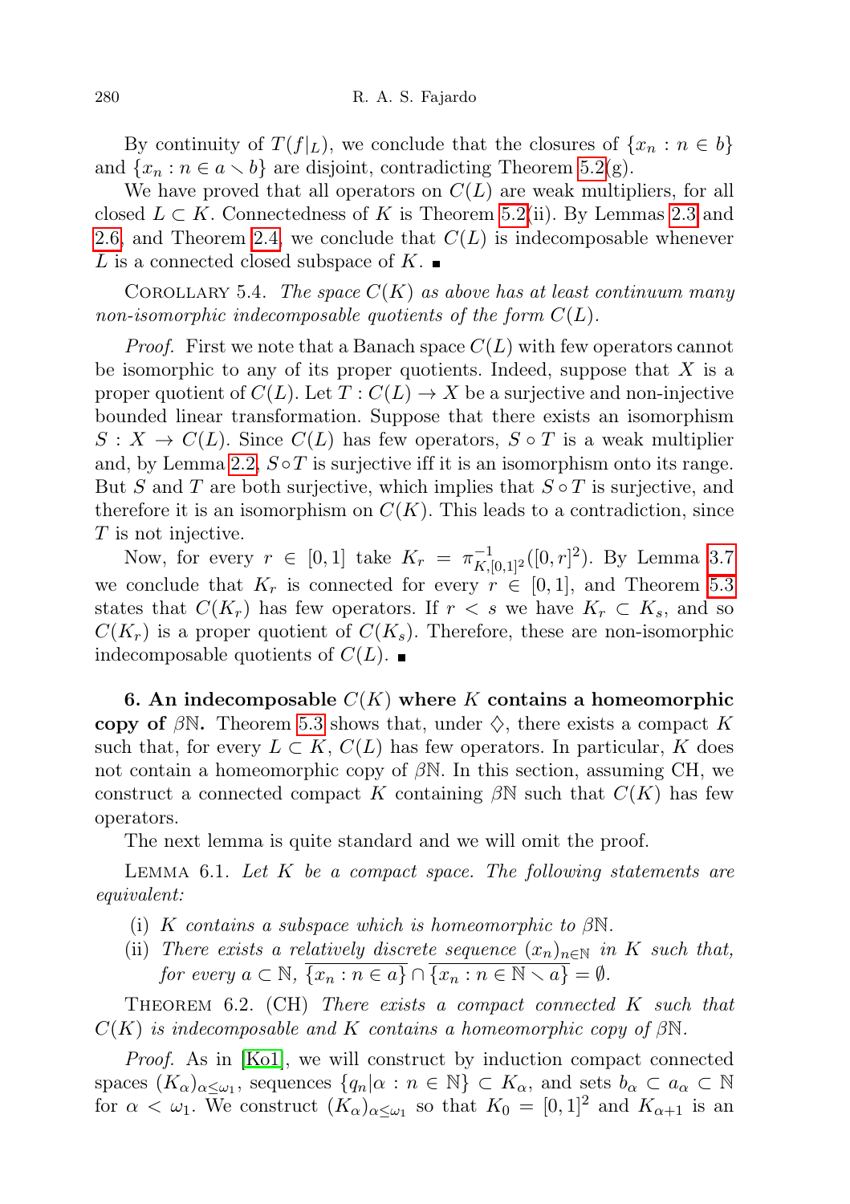By continuity of $T(f|_L)$, we conclude that the closures of $\{x_n : n \in b\}$ and $\{x_n : n \in a \setminus b\}$ are disjoint, contradicting Theorem 5.2(g).

We have proved that all operators on $C(L)$ are weak multipliers, for all closed $L \subset K$. Connectedness of $K$ is Theorem 5.2(ii). By Lemmas 2.3 and 2.6, and Theorem 2.4, we conclude that $C(L)$ is indecomposable whenever $L$ is a connected closed subspace of $K$. ∎

Corollary 5.4. *The space $C(K)$ as above has at least continuum many non-isomorphic indecomposable quotients of the form $C(L)$.*

*Proof.* First we note that a Banach space $C(L)$ with few operators cannot be isomorphic to any of its proper quotients. Indeed, suppose that $X$ is a proper quotient of $C(L)$. Let $T : C(L) \to X$ be a surjective and non-injective bounded linear transformation. Suppose that there exists an isomorphism $S : X \to C(L)$. Since $C(L)$ has few operators, $S \circ T$ is a weak multiplier and, by Lemma 2.2, $S \circ T$ is surjective iff it is an isomorphism onto its range. But $S$ and $T$ are both surjective, which implies that $S \circ T$ is surjective, and therefore it is an isomorphism on $C(K)$. This leads to a contradiction, since $T$ is not injective.

Now, for every $r \in [0,1]$ take $K_r = \pi^{-1}_{K,[0,1]^2}([0,r]^2)$. By Lemma 3.7 we conclude that $K_r$ is connected for every $r \in [0,1]$, and Theorem 5.3 states that $C(K_r)$ has few operators. If $r < s$ we have $K_r \subset K_s$, and so $C(K_r)$ is a proper quotient of $C(K_s)$. Therefore, these are non-isomorphic indecomposable quotients of $C(L)$. ∎

**6. An indecomposable $C(K)$ where $K$ contains a homeomorphic copy of $\beta\mathbb{N}$.** Theorem 5.3 shows that, under $\diamondsuit$, there exists a compact $K$ such that, for every $L \subset K$, $C(L)$ has few operators. In particular, $K$ does not contain a homeomorphic copy of $\beta\mathbb{N}$. In this section, assuming CH, we construct a connected compact $K$ containing $\beta\mathbb{N}$ such that $C(K)$ has few operators.

The next lemma is quite standard and we will omit the proof.

Lemma 6.1. *Let $K$ be a compact space. The following statements are equivalent:*

- (i) *$K$ contains a subspace which is homeomorphic to $\beta\mathbb{N}$.*
- (ii) *There exists a relatively discrete sequence $(x_n)_{n\in\mathbb{N}}$ in $K$ such that, for every $a \subset \mathbb{N}$, $\overline{\{x_n : n \in a\}} \cap \overline{\{x_n : n \in \mathbb{N} \setminus a\}} = \emptyset$.*

Theorem 6.2. (CH) *There exists a compact connected $K$ such that $C(K)$ is indecomposable and $K$ contains a homeomorphic copy of $\beta\mathbb{N}$.*

*Proof.* As in [Ko1], we will construct by induction compact connected spaces $(K_\alpha)_{\alpha\le\omega_1}$, sequences $\{q_n|\alpha : n \in \mathbb{N}\} \subset K_\alpha$, and sets $b_\alpha \subset a_\alpha \subset \mathbb{N}$ for $\alpha < \omega_1$. We construct $(K_\alpha)_{\alpha\le\omega_1}$ so that $K_0 = [0,1]^2$ and $K_{\alpha+1}$ is an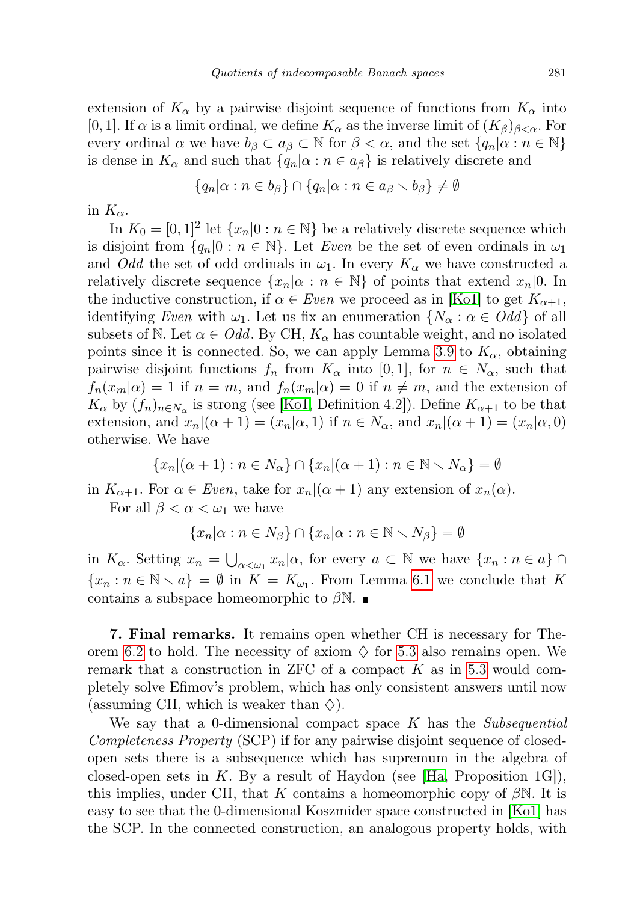extension of $K_\alpha$ by a pairwise disjoint sequence of functions from $K_\alpha$ into $[0,1]$. If $\alpha$ is a limit ordinal, we define $K_\alpha$ as the inverse limit of $(K_\beta)_{\beta<\alpha}$. For every ordinal $\alpha$ we have $b_\beta \subset a_\beta \subset \mathbb{N}$ for $\beta < \alpha$, and the set $\{q_n|\alpha : n \in \mathbb{N}\}$ is dense in $K_\alpha$ and such that $\{q_n|\alpha : n \in a_\beta\}$ is relatively discrete and

$$\{q_n|\alpha : n \in b_\beta\} \cap \{q_n|\alpha : n \in a_\beta \smallsetminus b_\beta\} \neq \emptyset$$

in $K_\alpha$.

In $K_0 = [0,1]^2$ let $\{x_n|0 : n \in \mathbb{N}\}$ be a relatively discrete sequence which is disjoint from $\{q_n|0 : n \in \mathbb{N}\}$. Let *Even* be the set of even ordinals in $\omega_1$ and *Odd* the set of odd ordinals in $\omega_1$. In every $K_\alpha$ we have constructed a relatively discrete sequence $\{x_n|\alpha : n \in \mathbb{N}\}$ of points that extend $x_n|0$. In the inductive construction, if $\alpha \in$ *Even* we proceed as in [Ko1] to get $K_{\alpha+1}$, identifying *Even* with $\omega_1$. Let us fix an enumeration $\{N_\alpha : \alpha \in \textit{Odd}\}$ of all subsets of $\mathbb{N}$. Let $\alpha \in$ *Odd*. By CH, $K_\alpha$ has countable weight, and no isolated points since it is connected. So, we can apply Lemma 3.9 to $K_\alpha$, obtaining pairwise disjoint functions $f_n$ from $K_\alpha$ into $[0,1]$, for $n \in N_\alpha$, such that $f_n(x_m|\alpha) = 1$ if $n = m$, and $f_n(x_m|\alpha) = 0$ if $n \neq m$, and the extension of $K_\alpha$ by $(f_n)_{n\in N_\alpha}$ is strong (see [Ko1, Definition 4.2]). Define $K_{\alpha+1}$ to be that extension, and $x_n|(\alpha+1) = (x_n|\alpha, 1)$ if $n \in N_\alpha$, and $x_n|(\alpha+1) = (x_n|\alpha, 0)$ otherwise. We have

$$\overline{\{x_n|(\alpha+1) : n \in N_\alpha\}} \cap \overline{\{x_n|(\alpha+1) : n \in \mathbb{N} \smallsetminus N_\alpha\}} = \emptyset$$

in $K_{\alpha+1}$. For $\alpha \in$ *Even*, take for $x_n|(\alpha+1)$ any extension of $x_n(\alpha)$.

For all $\beta < \alpha < \omega_1$ we have

$$\overline{\{x_n|\alpha : n \in N_\beta\}} \cap \overline{\{x_n|\alpha : n \in \mathbb{N} \smallsetminus N_\beta\}} = \emptyset$$

in $K_\alpha$. Setting $x_n = \bigcup_{\alpha<\omega_1} x_n|\alpha$, for every $a \subset \mathbb{N}$ we have $\overline{\{x_n : n \in a\}} \cap \overline{\{x_n : n \in \mathbb{N} \smallsetminus a\}} = \emptyset$ in $K = K_{\omega_1}$. From Lemma 6.1 we conclude that $K$ contains a subspace homeomorphic to $\beta\mathbb{N}$. ■

**7. Final remarks.** It remains open whether CH is necessary for Theorem 6.2 to hold. The necessity of axiom $\diamondsuit$ for 5.3 also remains open. We remark that a construction in ZFC of a compact $K$ as in 5.3 would completely solve Efimov's problem, which has only consistent answers until now (assuming CH, which is weaker than $\diamondsuit$).

We say that a 0-dimensional compact space $K$ has the *Subsequential Completeness Property* (SCP) if for any pairwise disjoint sequence of closed-open sets there is a subsequence which has supremum in the algebra of closed-open sets in $K$. By a result of Haydon (see [Ha, Proposition 1G]), this implies, under CH, that $K$ contains a homeomorphic copy of $\beta\mathbb{N}$. It is easy to see that the 0-dimensional Koszmider space constructed in [Ko1] has the SCP. In the connected construction, an analogous property holds, with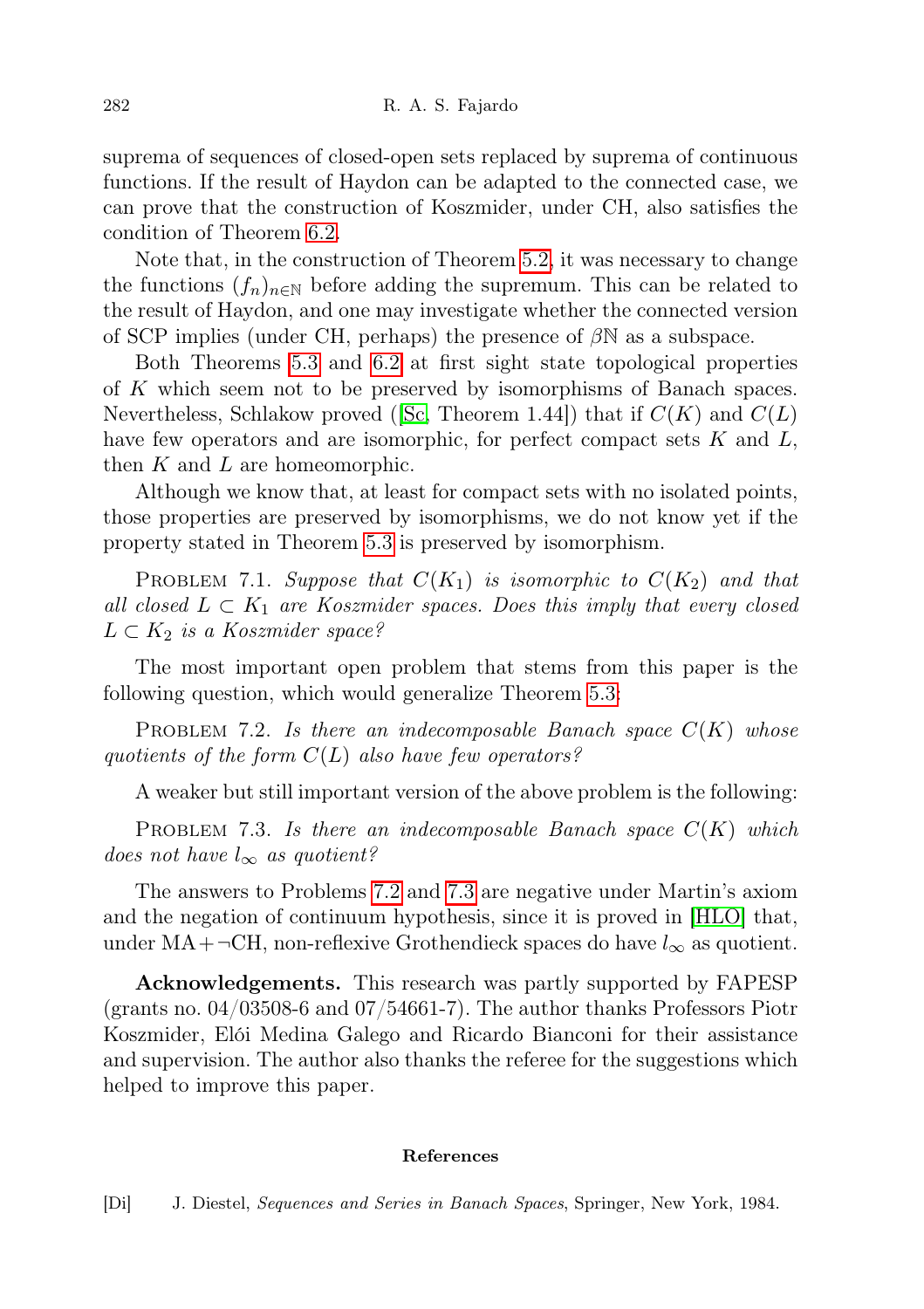suprema of sequences of closed-open sets replaced by suprema of continuous functions. If the result of Haydon can be adapted to the connected case, we can prove that the construction of Koszmider, under CH, also satisfies the condition of Theorem 6.2.

Note that, in the construction of Theorem 5.2, it was necessary to change the functions $(f_n)_{n\in\mathbb{N}}$ before adding the supremum. This can be related to the result of Haydon, and one may investigate whether the connected version of SCP implies (under CH, perhaps) the presence of $\beta\mathbb{N}$ as a subspace.

Both Theorems 5.3 and 6.2 at first sight state topological properties of $K$ which seem not to be preserved by isomorphisms of Banach spaces. Nevertheless, Schlakow proved ([Sc, Theorem 1.44]) that if $C(K)$ and $C(L)$ have few operators and are isomorphic, for perfect compact sets $K$ and $L$, then $K$ and $L$ are homeomorphic.

Although we know that, at least for compact sets with no isolated points, those properties are preserved by isomorphisms, we do not know yet if the property stated in Theorem 5.3 is preserved by isomorphism.

Problem 7.1. *Suppose that $C(K_1)$ is isomorphic to $C(K_2)$ and that all closed $L \subset K_1$ are Koszmider spaces. Does this imply that every closed $L \subset K_2$ is a Koszmider space?*

The most important open problem that stems from this paper is the following question, which would generalize Theorem 5.3:

Problem 7.2. *Is there an indecomposable Banach space $C(K)$ whose quotients of the form $C(L)$ also have few operators?*

A weaker but still important version of the above problem is the following:

Problem 7.3. *Is there an indecomposable Banach space $C(K)$ which does not have $l_\infty$ as quotient?*

The answers to Problems 7.2 and 7.3 are negative under Martin's axiom and the negation of continuum hypothesis, since it is proved in [HLO] that, under MA$+\neg$CH, non-reflexive Grothendieck spaces do have $l_\infty$ as quotient.

**Acknowledgements.** This research was partly supported by FAPESP (grants no. 04/03508-6 and 07/54661-7). The author thanks Professors Piotr Koszmider, Elói Medina Galego and Ricardo Bianconi for their assistance and supervision. The author also thanks the referee for the suggestions which helped to improve this paper.

## References

[Di] J. Diestel, *Sequences and Series in Banach Spaces*, Springer, New York, 1984.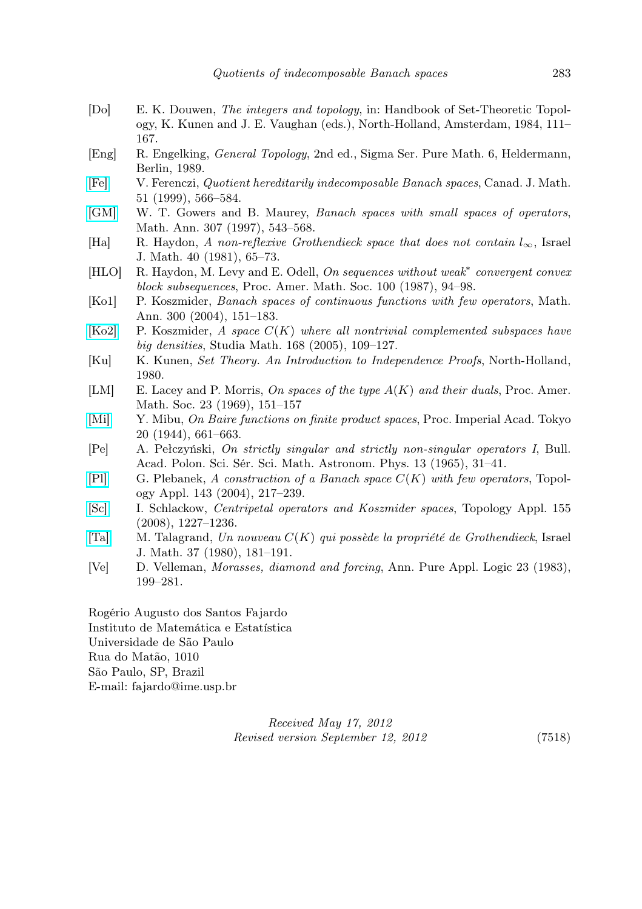[Do] E. K. Douwen, *The integers and topology*, in: Handbook of Set-Theoretic Topology, K. Kunen and J. E. Vaughan (eds.), North-Holland, Amsterdam, 1984, 111–167.

[Eng] R. Engelking, *General Topology*, 2nd ed., Sigma Ser. Pure Math. 6, Heldermann, Berlin, 1989.

[Fe] V. Ferenczi, *Quotient hereditarily indecomposable Banach spaces*, Canad. J. Math. 51 (1999), 566–584.

[GM] W. T. Gowers and B. Maurey, *Banach spaces with small spaces of operators*, Math. Ann. 307 (1997), 543–568.

[Ha] R. Haydon, *A non-reflexive Grothendieck space that does not contain $l_\infty$*, Israel J. Math. 40 (1981), 65–73.

[HLO] R. Haydon, M. Levy and E. Odell, *On sequences without weak$^*$ convergent convex block subsequences*, Proc. Amer. Math. Soc. 100 (1987), 94–98.

[Ko1] P. Koszmider, *Banach spaces of continuous functions with few operators*, Math. Ann. 300 (2004), 151–183.

[Ko2] P. Koszmider, *A space $C(K)$ where all nontrivial complemented subspaces have big densities*, Studia Math. 168 (2005), 109–127.

[Ku] K. Kunen, *Set Theory. An Introduction to Independence Proofs*, North-Holland, 1980.

[LM] E. Lacey and P. Morris, *On spaces of the type $A(K)$ and their duals*, Proc. Amer. Math. Soc. 23 (1969), 151–157

[Mi] Y. Mibu, *On Baire functions on finite product spaces*, Proc. Imperial Acad. Tokyo 20 (1944), 661–663.

[Pe] A. Pełczyński, *On strictly singular and strictly non-singular operators I*, Bull. Acad. Polon. Sci. Sér. Sci. Math. Astronom. Phys. 13 (1965), 31–41.

[Pl] G. Plebanek, *A construction of a Banach space $C(K)$ with few operators*, Topology Appl. 143 (2004), 217–239.

[Sc] I. Schlackow, *Centripetal operators and Koszmider spaces*, Topology Appl. 155 (2008), 1227–1236.

[Ta] M. Talagrand, *Un nouveau $C(K)$ qui possède la propriété de Grothendieck*, Israel J. Math. 37 (1980), 181–191.

[Ve] D. Velleman, *Morasses, diamond and forcing*, Ann. Pure Appl. Logic 23 (1983), 199–281.

Rogério Augusto dos Santos Fajardo
Instituto de Matemática e Estatística
Universidade de São Paulo
Rua do Matão, 1010
São Paulo, SP, Brazil
E-mail: fajardo@ime.usp.br

*Received May 17, 2012*
*Revised version September 12, 2012* (7518)